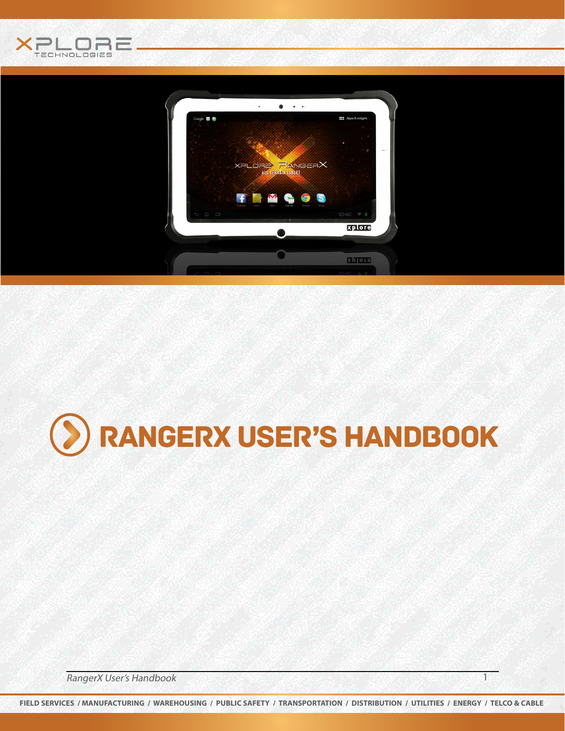XPLORE TECHNOLOGIES

# RANGERX USER'S HANDBOOK

FIELD SERVICES / MANUFACTURING / WAREHOUSING / PUBLIC SAFETY / TRANSPORTATION / DISTRIBUTION / UTILITIES / ENERGY / TELCO & CABLE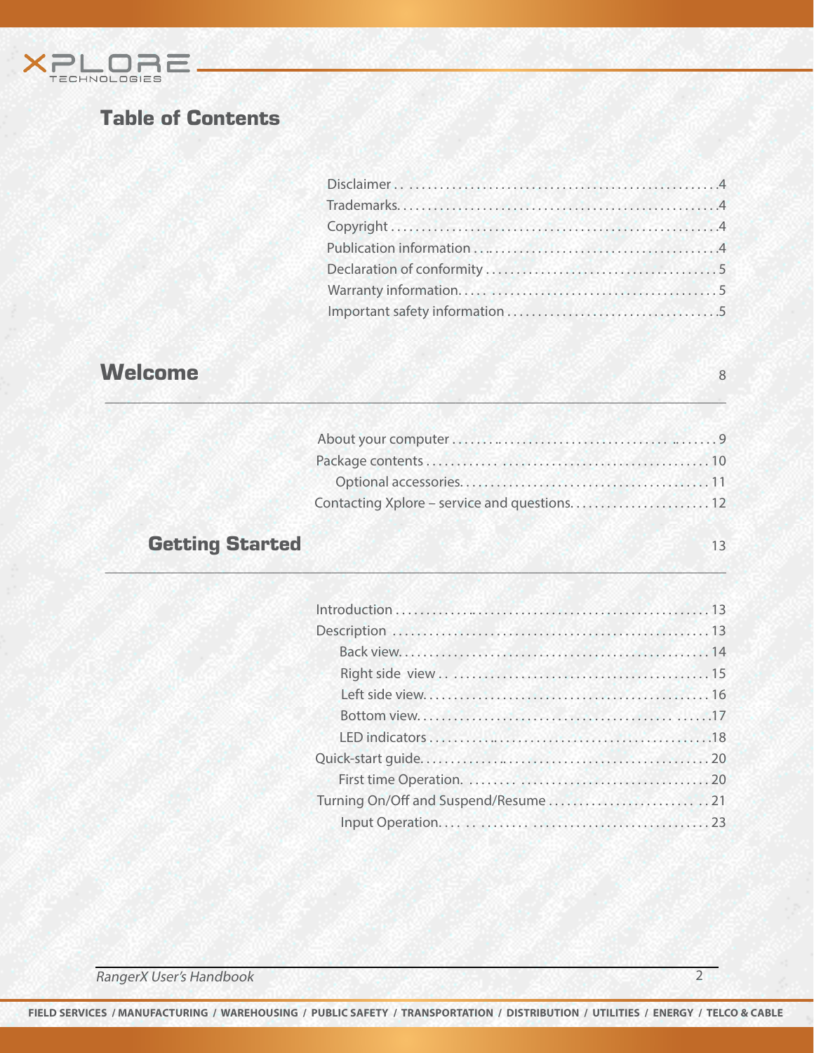# Table of Contents

Disclaimer . . . . . . . . . . . . . . . . . . . . . . . . . . . . . . . . . . . . . . . . . . . . . . . . . . 4
Trademarks. . . . . . . . . . . . . . . . . . . . . . . . . . . . . . . . . . . . . . . . . . . . . . . . . . . 4
Copyright . . . . . . . . . . . . . . . . . . . . . . . . . . . . . . . . . . . . . . . . . . . . . . . . . . . 4
Publication information . . . . . . . . . . . . . . . . . . . . . . . . . . . . . . . . . . . . . . . . . 4
Declaration of conformity . . . . . . . . . . . . . . . . . . . . . . . . . . . . . . . . . . . . . . . 5
Warranty information. . . . . . . . . . . . . . . . . . . . . . . . . . . . . . . . . . . . . . . . . . . 5
Important safety information . . . . . . . . . . . . . . . . . . . . . . . . . . . . . . . . . . . . 5

## Welcome 8

About your computer . . . . . . . . . . . . . . . . . . . . . . . . . . . . . . . . . . . . . . . . . . 9
Package contents . . . . . . . . . . . . . . . . . . . . . . . . . . . . . . . . . . . . . . . . . . . . 10
Optional accessories. . . . . . . . . . . . . . . . . . . . . . . . . . . . . . . . . . . . . . . . . 11
Contacting Xplore – service and questions. . . . . . . . . . . . . . . . . . . . . . . . 12

## Getting Started 13

Introduction . . . . . . . . . . . . . . . . . . . . . . . . . . . . . . . . . . . . . . . . . . . . . . . . 13
Description . . . . . . . . . . . . . . . . . . . . . . . . . . . . . . . . . . . . . . . . . . . . . . . . . 13
Back view. . . . . . . . . . . . . . . . . . . . . . . . . . . . . . . . . . . . . . . . . . . . . . . . . . 14
Right side view . . . . . . . . . . . . . . . . . . . . . . . . . . . . . . . . . . . . . . . . . . . . . . 15
Left side view. . . . . . . . . . . . . . . . . . . . . . . . . . . . . . . . . . . . . . . . . . . . . . . . 16
Bottom view. . . . . . . . . . . . . . . . . . . . . . . . . . . . . . . . . . . . . . . . . . . . . . . . . 17
LED indicators . . . . . . . . . . . . . . . . . . . . . . . . . . . . . . . . . . . . . . . . . . . . . . 18
Quick-start guide. . . . . . . . . . . . . . . . . . . . . . . . . . . . . . . . . . . . . . . . . . . . . 20
First time Operation. . . . . . . . . . . . . . . . . . . . . . . . . . . . . . . . . . . . . . . . . . 20
Turning On/Off and Suspend/Resume . . . . . . . . . . . . . . . . . . . . . . . . . . . . 21
Input Operation. . . . . . . . . . . . . . . . . . . . . . . . . . . . . . . . . . . . . . . . . . . . . . 23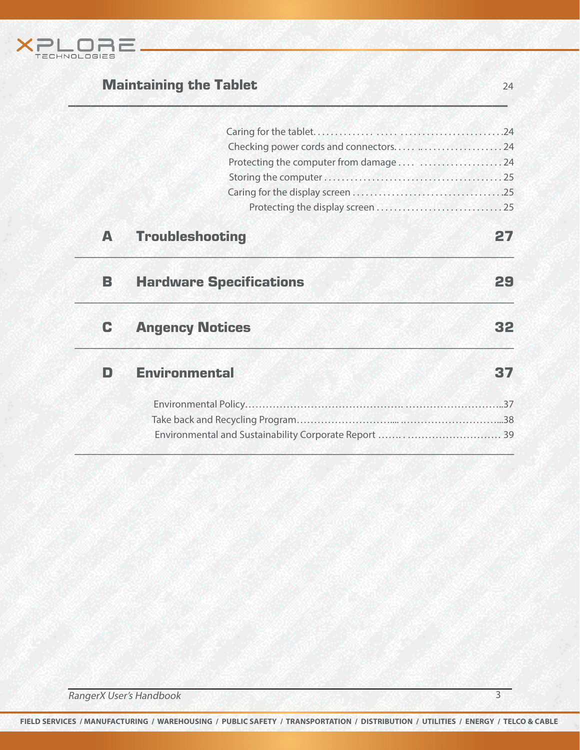## Maintaining the Tablet — 24

- Caring for the tablet . . . . . 24
- Checking power cords and connectors . . . . . 24
- Protecting the computer from damage . . . . . 24
- Storing the computer . . . . . 25
- Caring for the display screen . . . . . 25
  - Protecting the display screen . . . . . 25

## A Troubleshooting — 27

## B Hardware Specifications — 29

## C Angency Notices — 32

## D Environmental — 37

- Environmental Policy . . . . . 37
- Take back and Recycling Program . . . . . 38
- Environmental and Sustainability Corporate Report . . . . . 39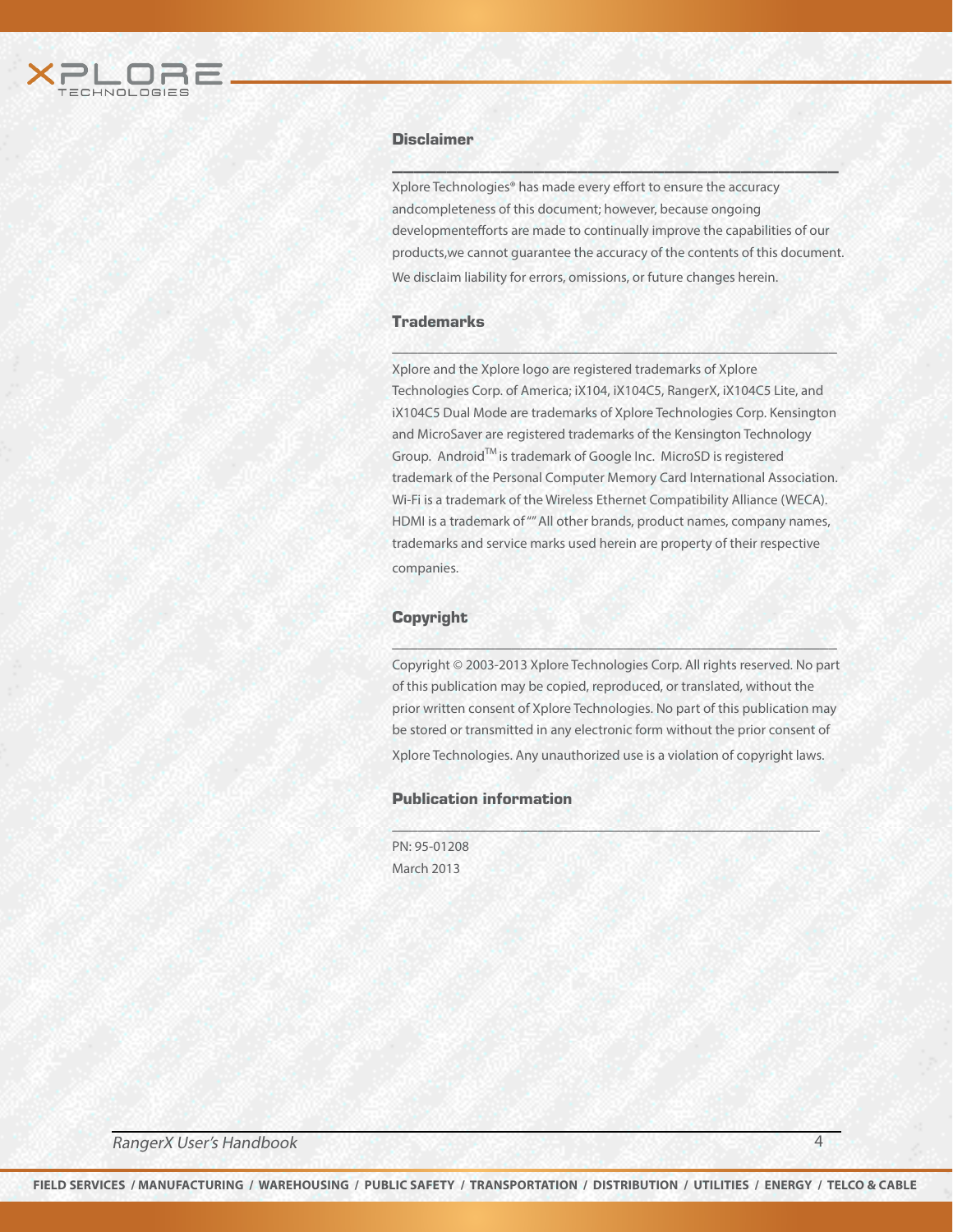## Disclaimer

Xplore Technologies® has made every effort to ensure the accuracy andcompleteness of this document; however, because ongoing developmentefforts are made to continually improve the capabilities of our products,we cannot guarantee the accuracy of the contents of this document. We disclaim liability for errors, omissions, or future changes herein.

## Trademarks

Xplore and the Xplore logo are registered trademarks of Xplore Technologies Corp. of America; iX104, iX104C5, RangerX, iX104C5 Lite, and iX104C5 Dual Mode are trademarks of Xplore Technologies Corp. Kensington and MicroSaver are registered trademarks of the Kensington Technology Group. Android™ is trademark of Google Inc. MicroSD is registered trademark of the Personal Computer Memory Card International Association. Wi-Fi is a trademark of the Wireless Ethernet Compatibility Alliance (WECA). HDMI is a trademark of "" All other brands, product names, company names, trademarks and service marks used herein are property of their respective companies.

## Copyright

Copyright © 2003-2013 Xplore Technologies Corp. All rights reserved. No part of this publication may be copied, reproduced, or translated, without the prior written consent of Xplore Technologies. No part of this publication may be stored or transmitted in any electronic form without the prior consent of Xplore Technologies. Any unauthorized use is a violation of copyright laws.

## Publication information

PN: 95-01208
March 2013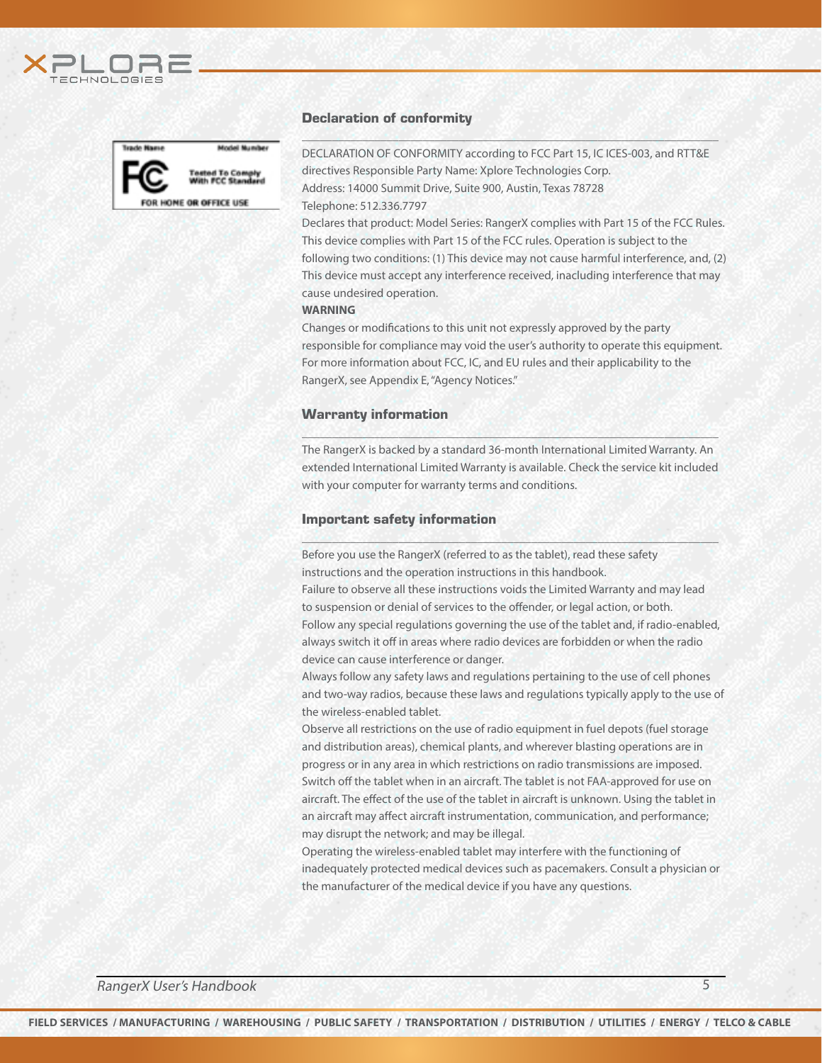## Declaration of conformity

DECLARATION OF CONFORMITY according to FCC Part 15, IC ICES-003, and RTT&E directives Responsible Party Name: Xplore Technologies Corp.
Address: 14000 Summit Drive, Suite 900, Austin, Texas 78728
Telephone: 512.336.7797
Declares that product: Model Series: RangerX complies with Part 15 of the FCC Rules.
This device complies with Part 15 of the FCC rules. Operation is subject to the following two conditions: (1) This device may not cause harmful interference, and, (2) This device must accept any interference received, inacluding interference that may cause undesired operation.

**WARNING**

Changes or modifications to this unit not expressly approved by the party responsible for compliance may void the user's authority to operate this equipment.
For more information about FCC, IC, and EU rules and their applicability to the RangerX, see Appendix E, "Agency Notices."

## Warranty information

The RangerX is backed by a standard 36-month International Limited Warranty. An extended International Limited Warranty is available. Check the service kit included with your computer for warranty terms and conditions.

## Important safety information

Before you use the RangerX (referred to as the tablet), read these safety instructions and the operation instructions in this handbook.
Failure to observe all these instructions voids the Limited Warranty and may lead to suspension or denial of services to the offender, or legal action, or both.
Follow any special regulations governing the use of the tablet and, if radio-enabled, always switch it off in areas where radio devices are forbidden or when the radio device can cause interference or danger.
Always follow any safety laws and regulations pertaining to the use of cell phones and two-way radios, because these laws and regulations typically apply to the use of the wireless-enabled tablet.
Observe all restrictions on the use of radio equipment in fuel depots (fuel storage and distribution areas), chemical plants, and wherever blasting operations are in progress or in any area in which restrictions on radio transmissions are imposed.
Switch off the tablet when in an aircraft. The tablet is not FAA-approved for use on aircraft. The effect of the use of the tablet in aircraft is unknown. Using the tablet in an aircraft may affect aircraft instrumentation, communication, and performance; may disrupt the network; and may be illegal.
Operating the wireless-enabled tablet may interfere with the functioning of inadequately protected medical devices such as pacemakers. Consult a physician or the manufacturer of the medical device if you have any questions.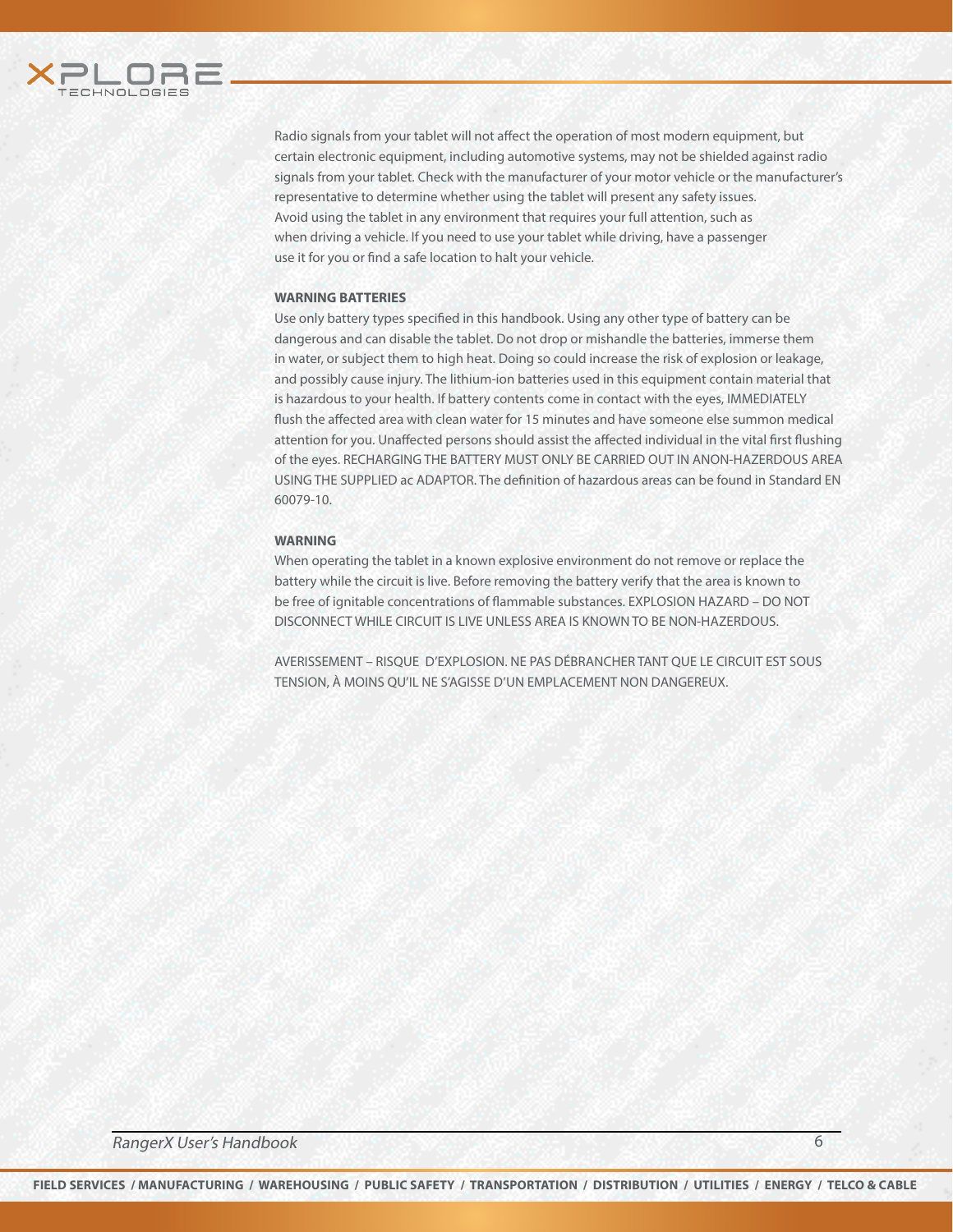Radio signals from your tablet will not affect the operation of most modern equipment, but certain electronic equipment, including automotive systems, may not be shielded against radio signals from your tablet. Check with the manufacturer of your motor vehicle or the manufacturer's representative to determine whether using the tablet will present any safety issues. Avoid using the tablet in any environment that requires your full attention, such as when driving a vehicle. If you need to use your tablet while driving, have a passenger use it for you or find a safe location to halt your vehicle.

**WARNING BATTERIES**

Use only battery types specified in this handbook. Using any other type of battery can be dangerous and can disable the tablet. Do not drop or mishandle the batteries, immerse them in water, or subject them to high heat. Doing so could increase the risk of explosion or leakage, and possibly cause injury. The lithium-ion batteries used in this equipment contain material that is hazardous to your health. If battery contents come in contact with the eyes, IMMEDIATELY flush the affected area with clean water for 15 minutes and have someone else summon medical attention for you. Unaffected persons should assist the affected individual in the vital first flushing of the eyes. RECHARGING THE BATTERY MUST ONLY BE CARRIED OUT IN ANON-HAZERDOUS AREA USING THE SUPPLIED ac ADAPTOR. The definition of hazardous areas can be found in Standard EN 60079-10.

**WARNING**

When operating the tablet in a known explosive environment do not remove or replace the battery while the circuit is live. Before removing the battery verify that the area is known to be free of ignitable concentrations of flammable substances. EXPLOSION HAZARD – DO NOT DISCONNECT WHILE CIRCUIT IS LIVE UNLESS AREA IS KNOWN TO BE NON-HAZERDOUS.

AVERISSEMENT – RISQUE D'EXPLOSION. NE PAS DÉBRANCHER TANT QUE LE CIRCUIT EST SOUS TENSION, À MOINS QU'IL NE S'AGISSE D'UN EMPLACEMENT NON DANGEREUX.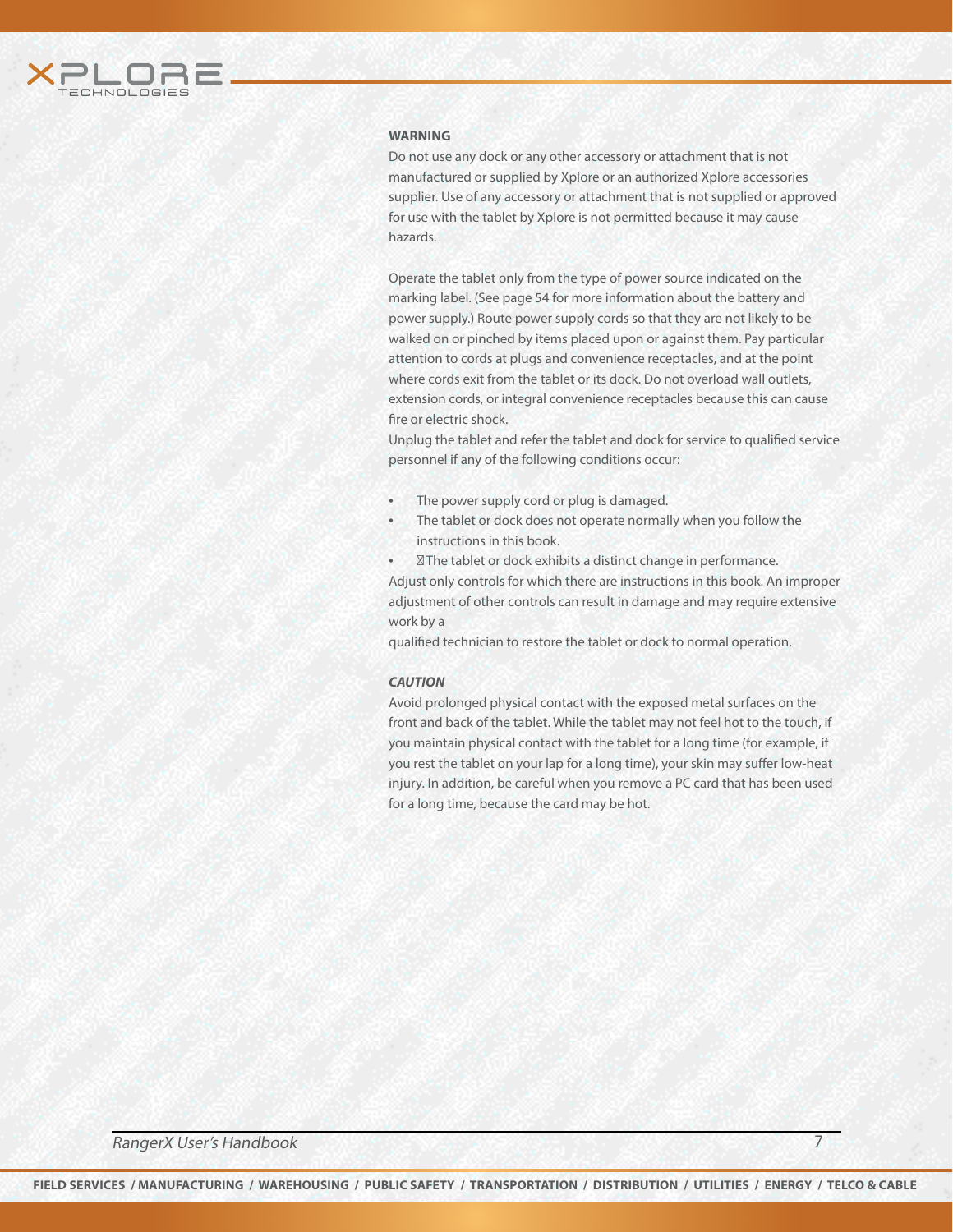**WARNING**

Do not use any dock or any other accessory or attachment that is not manufactured or supplied by Xplore or an authorized Xplore accessories supplier. Use of any accessory or attachment that is not supplied or approved for use with the tablet by Xplore is not permitted because it may cause hazards.

Operate the tablet only from the type of power source indicated on the marking label. (See page 54 for more information about the battery and power supply.) Route power supply cords so that they are not likely to be walked on or pinched by items placed upon or against them. Pay particular attention to cords at plugs and convenience receptacles, and at the point where cords exit from the tablet or its dock. Do not overload wall outlets, extension cords, or integral convenience receptacles because this can cause fire or electric shock.

Unplug the tablet and refer the tablet and dock for service to qualified service personnel if any of the following conditions occur:

- The power supply cord or plug is damaged.
- The tablet or dock does not operate normally when you follow the instructions in this book.
- The tablet or dock exhibits a distinct change in performance.

Adjust only controls for which there are instructions in this book. An improper adjustment of other controls can result in damage and may require extensive work by a qualified technician to restore the tablet or dock to normal operation.

***CAUTION***

Avoid prolonged physical contact with the exposed metal surfaces on the front and back of the tablet. While the tablet may not feel hot to the touch, if you maintain physical contact with the tablet for a long time (for example, if you rest the tablet on your lap for a long time), your skin may suffer low-heat injury. In addition, be careful when you remove a PC card that has been used for a long time, because the card may be hot.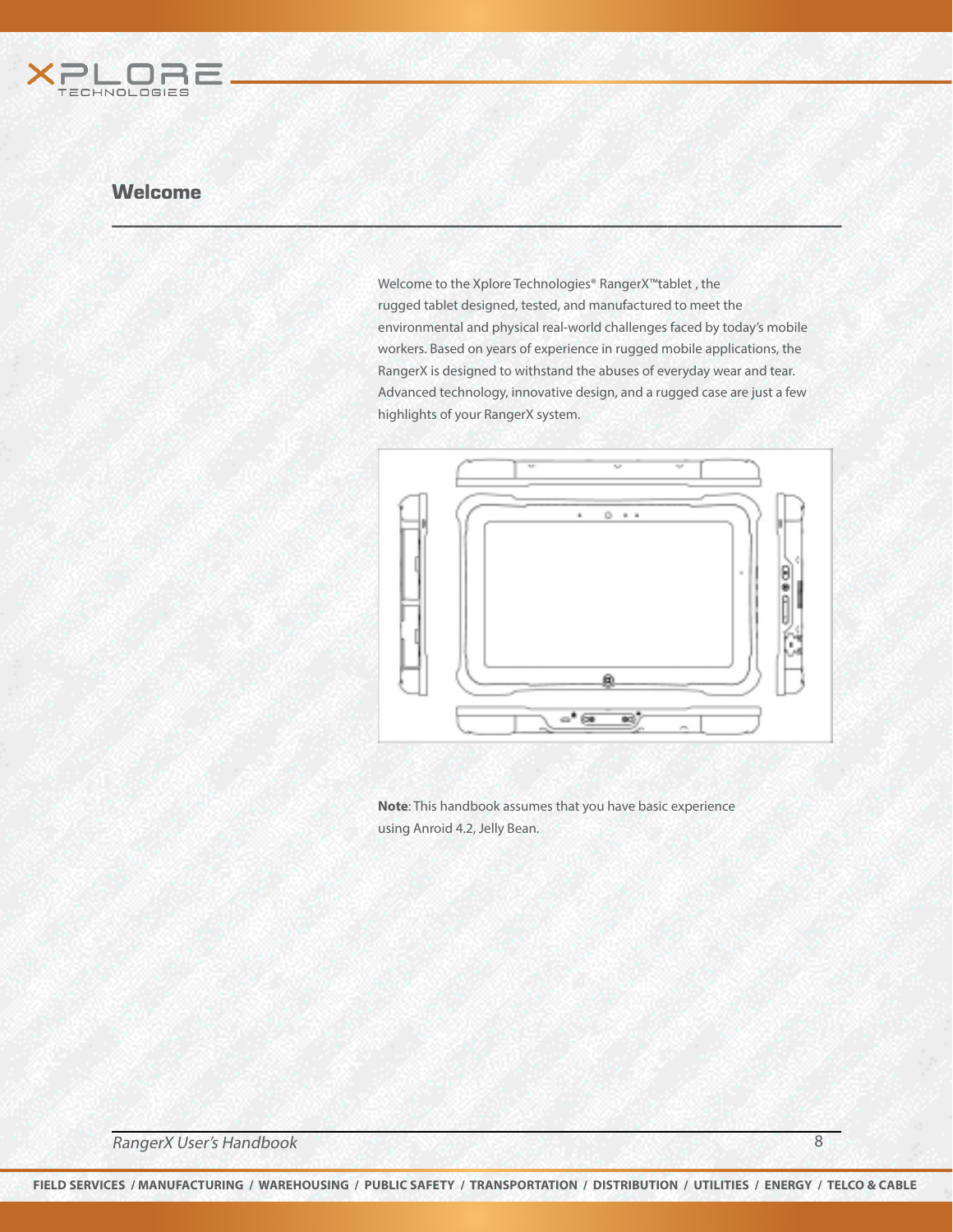## Welcome

Welcome to the Xplore Technologies® RangerX™tablet , the rugged tablet designed, tested, and manufactured to meet the environmental and physical real-world challenges faced by today's mobile workers. Based on years of experience in rugged mobile applications, the RangerX is designed to withstand the abuses of everyday wear and tear. Advanced technology, innovative design, and a rugged case are just a few highlights of your RangerX system.

**Note**: This handbook assumes that you have basic experience using Anroid 4.2, Jelly Bean.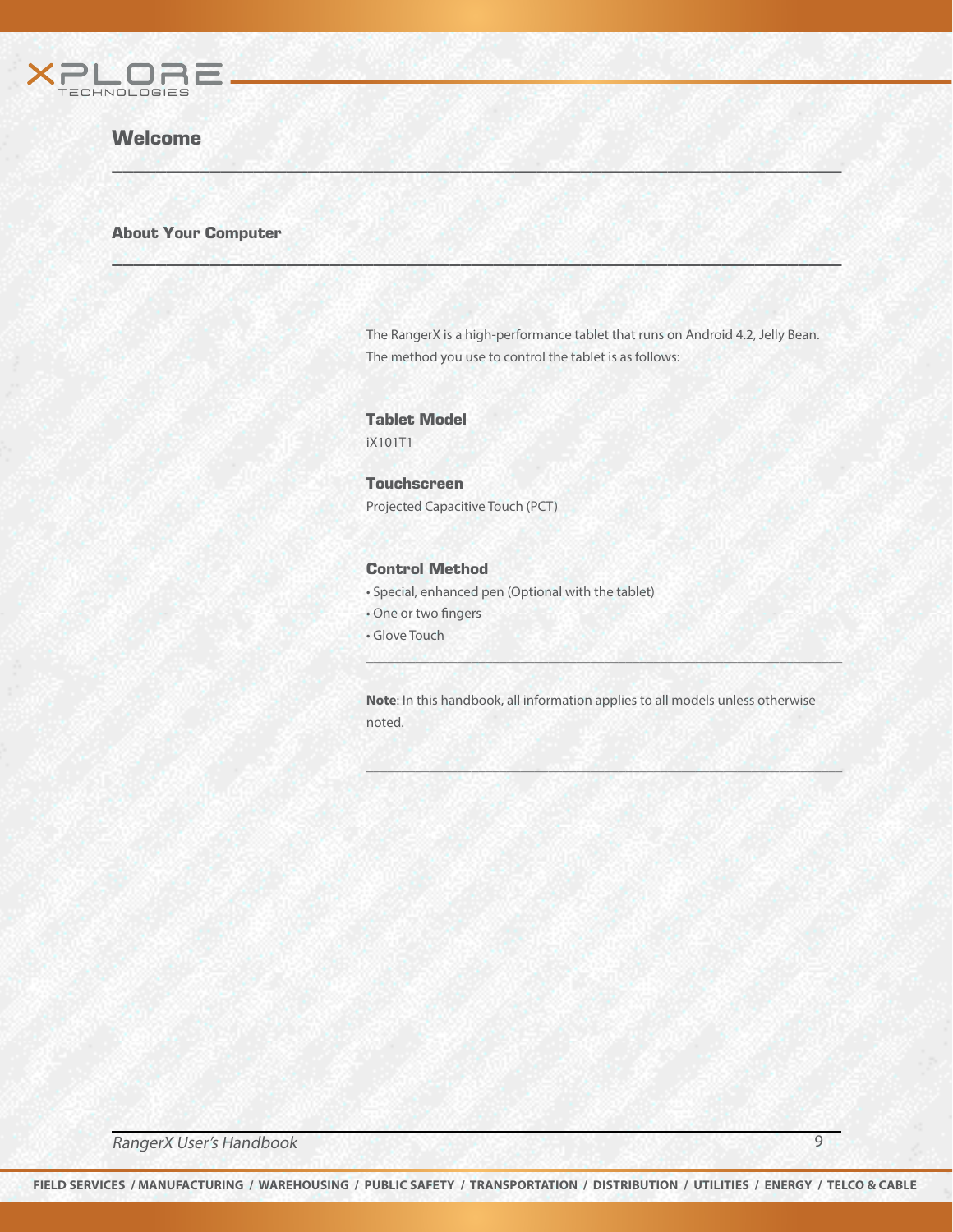# Welcome

## About Your Computer

The RangerX is a high-performance tablet that runs on Android 4.2, Jelly Bean. The method you use to control the tablet is as follows:

### Tablet Model

iX101T1

### Touchscreen

Projected Capacitive Touch (PCT)

### Control Method

- Special, enhanced pen (Optional with the tablet)
- One or two fingers
- Glove Touch

---

**Note**: In this handbook, all information applies to all models unless otherwise noted.

---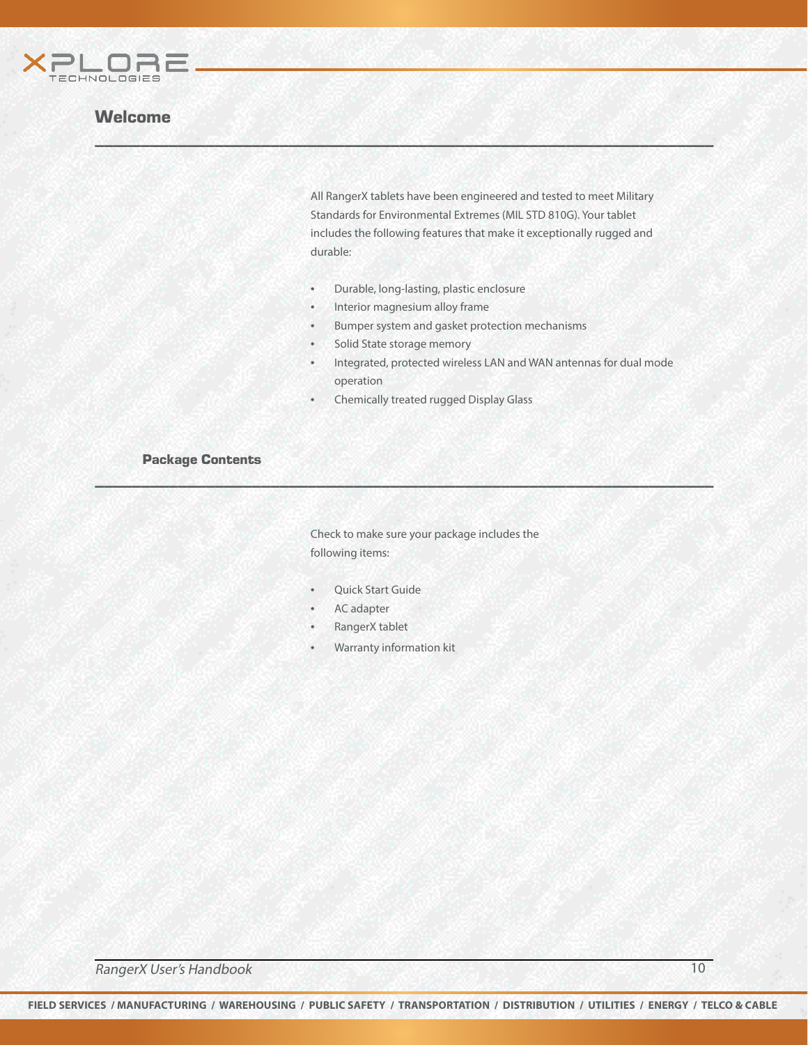## Welcome

All RangerX tablets have been engineered and tested to meet Military Standards for Environmental Extremes (MIL STD 810G). Your tablet includes the following features that make it exceptionally rugged and durable:

- Durable, long-lasting, plastic enclosure
- Interior magnesium alloy frame
- Bumper system and gasket protection mechanisms
- Solid State storage memory
- Integrated, protected wireless LAN and WAN antennas for dual mode operation
- Chemically treated rugged Display Glass

### Package Contents

Check to make sure your package includes the following items:

- Quick Start Guide
- AC adapter
- RangerX tablet
- Warranty information kit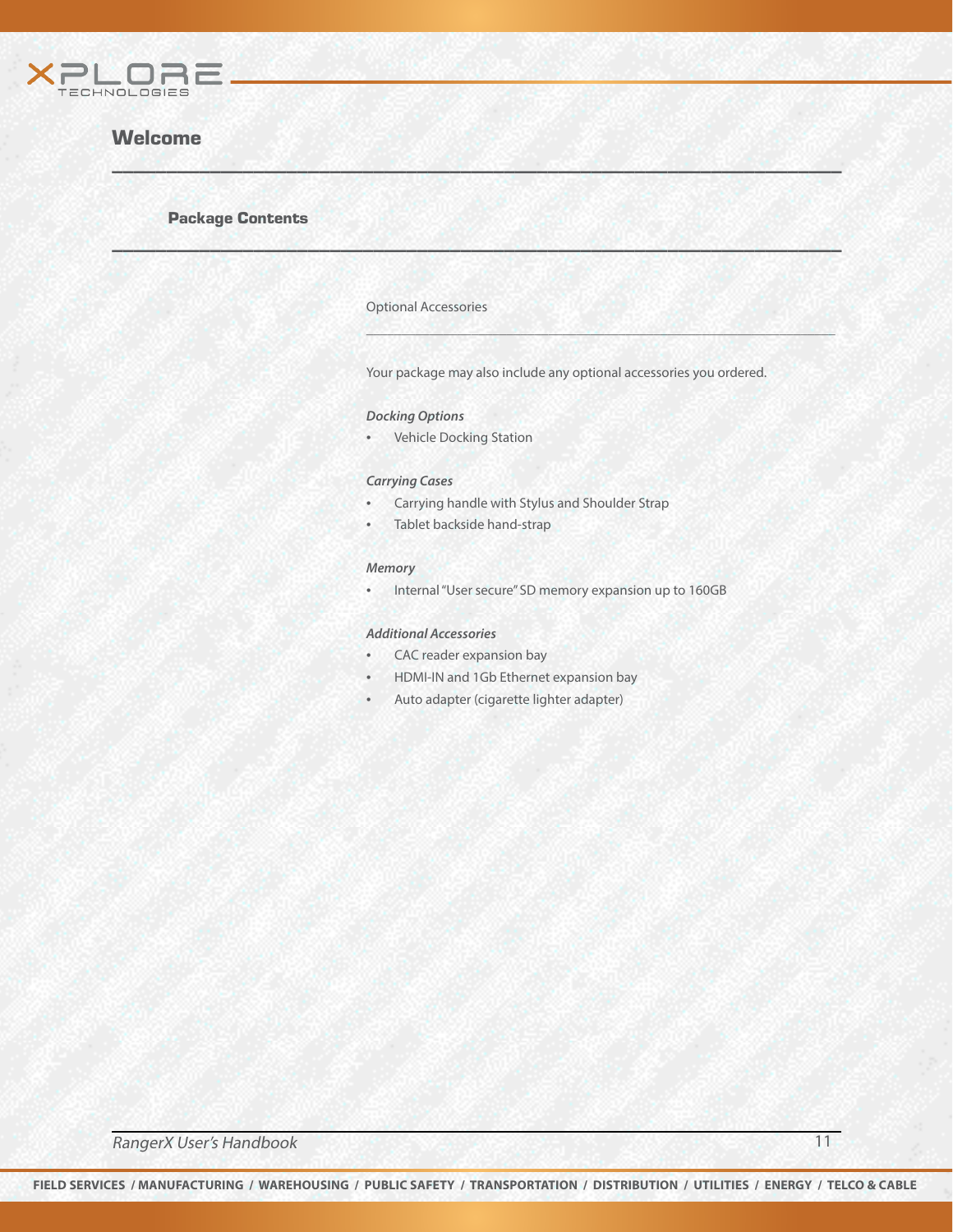# Welcome

## Package Contents

### Optional Accessories

Your package may also include any optional accessories you ordered.

***Docking Options***

- Vehicle Docking Station

***Carrying Cases***

- Carrying handle with Stylus and Shoulder Strap
- Tablet backside hand-strap

***Memory***

- Internal "User secure" SD memory expansion up to 160GB

***Additional Accessories***

- CAC reader expansion bay
- HDMI-IN and 1Gb Ethernet expansion bay
- Auto adapter (cigarette lighter adapter)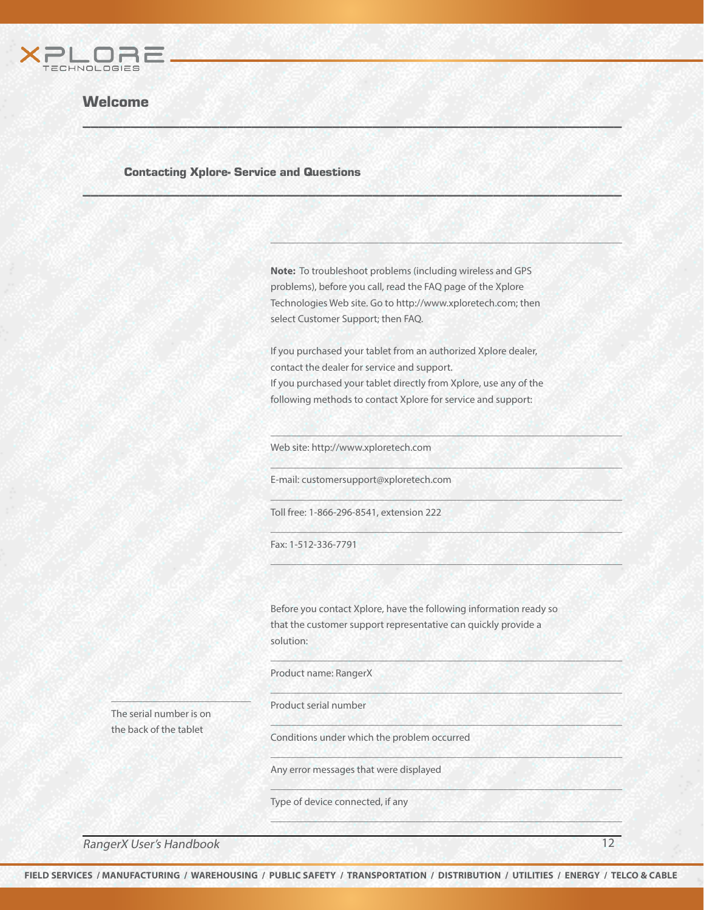## Welcome

### Contacting Xplore- Service and Questions

**Note:** To troubleshoot problems (including wireless and GPS problems), before you call, read the FAQ page of the Xplore Technologies Web site. Go to http://www.xploretech.com; then select Customer Support; then FAQ.

If you purchased your tablet from an authorized Xplore dealer, contact the dealer for service and support.
If you purchased your tablet directly from Xplore, use any of the following methods to contact Xplore for service and support:

- Web site: http://www.xploretech.com
- E-mail: customersupport@xploretech.com
- Toll free: 1-866-296-8541, extension 222
- Fax: 1-512-336-7791

Before you contact Xplore, have the following information ready so that the customer support representative can quickly provide a solution:

- Product name: RangerX
- Product serial number
- Conditions under which the problem occurred
- Any error messages that were displayed
- Type of device connected, if any

The serial number is on the back of the tablet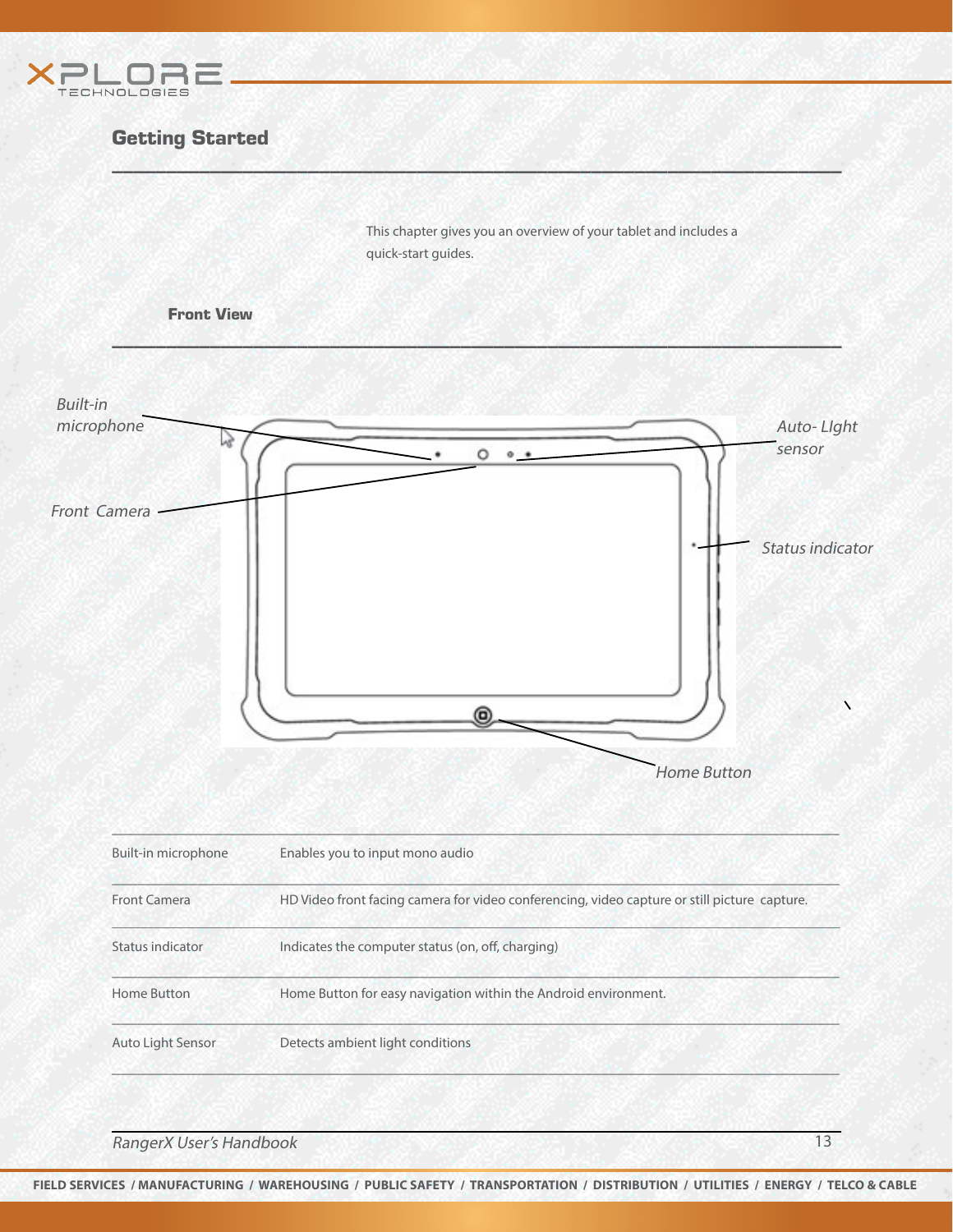## Getting Started

This chapter gives you an overview of your tablet and includes a quick-start guides.

### Front View

*Built-in microphone*

*Front Camera*

*Auto- LIght sensor*

*Status indicator*

*Home Button*

| | |
|---|---|
| Built-in microphone | Enables you to input mono audio |
| Front Camera | HD Video front facing camera for video conferencing, video capture or still picture capture. |
| Status indicator | Indicates the computer status (on, off, charging) |
| Home Button | Home Button for easy navigation within the Android environment. |
| Auto Light Sensor | Detects ambient light conditions |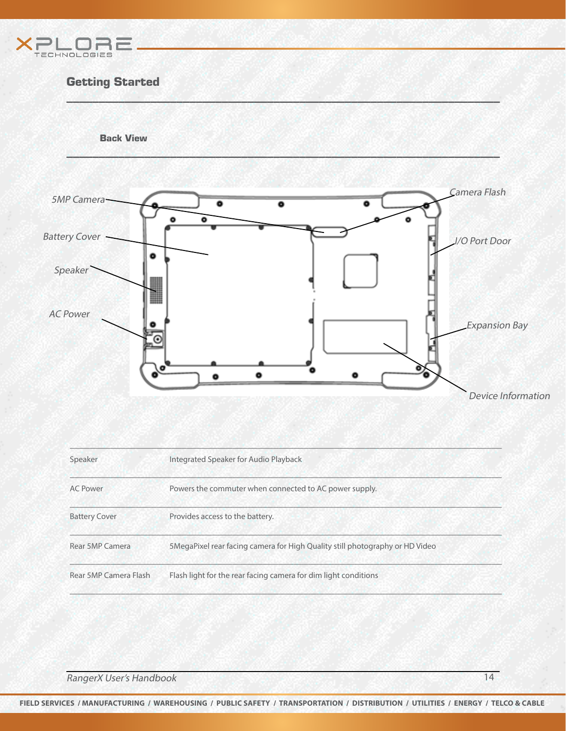## Getting Started

### Back View

5MP Camera

Camera Flash

Battery Cover

I/O Port Door

Speaker

AC Power

Expansion Bay

Device Information

| | |
|---|---|
| Speaker | Integrated Speaker for Audio Playback |
| AC Power | Powers the commuter when connected to AC power supply. |
| Battery Cover | Provides access to the battery. |
| Rear 5MP Camera | 5MegaPixel rear facing camera for High Quality still photography or HD Video |
| Rear 5MP Camera Flash | Flash light for the rear facing camera for dim light conditions |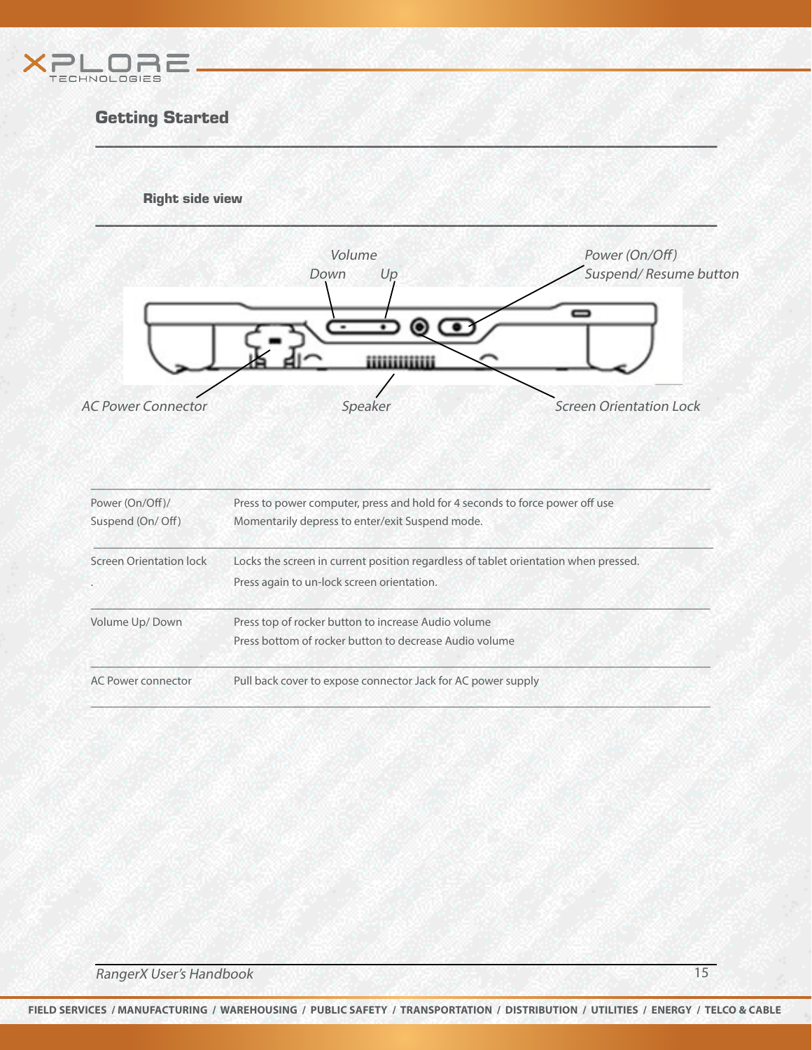## Getting Started

### Right side view

*Volume Down Up*

*Power (On/Off) Suspend/ Resume button*

*AC Power Connector* *Speaker* *Screen Orientation Lock*

| | |
|---|---|
| Power (On/Off)/ Suspend (On/ Off) | Press to power computer, press and hold for 4 seconds to force power off use<br>Momentarily depress to enter/exit Suspend mode. |
| Screen Orientation lock<br>. | Locks the screen in current position regardless of tablet orientation when pressed.<br>Press again to un-lock screen orientation. |
| Volume Up/ Down | Press top of rocker button to increase Audio volume<br>Press bottom of rocker button to decrease Audio volume |
| AC Power connector | Pull back cover to expose connector Jack for AC power supply |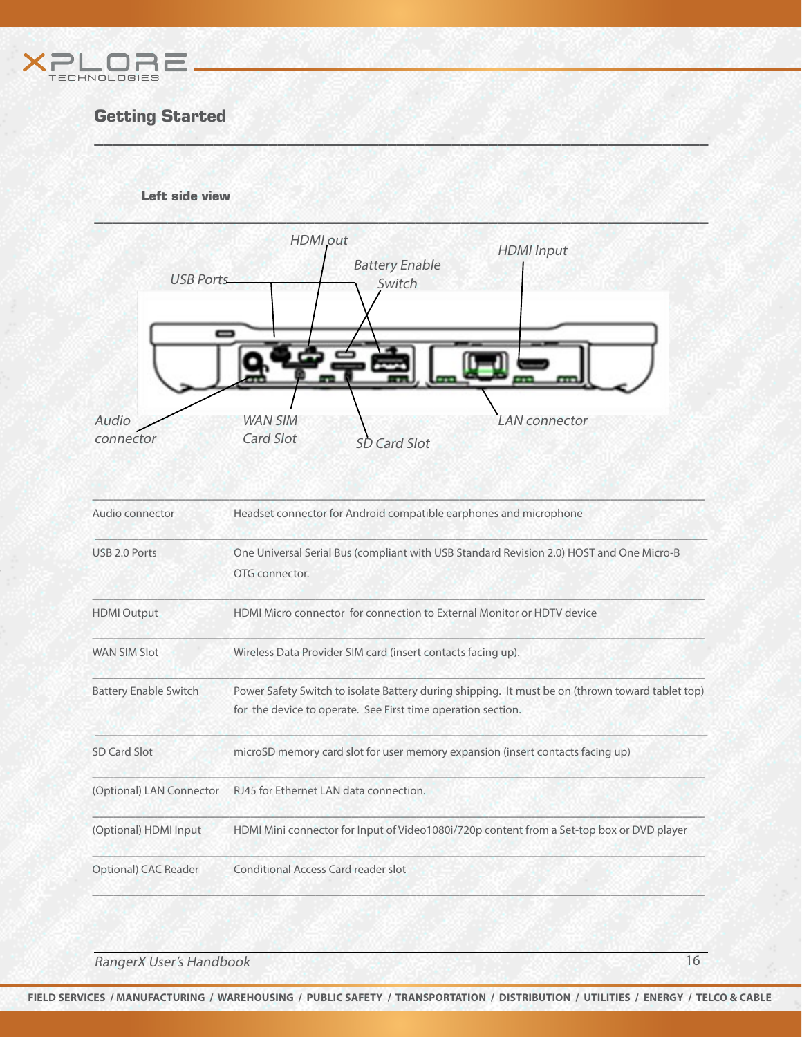## Getting Started

### Left side view

HDMI out
Battery Enable Switch
HDMI Input
USB Ports
Audio connector
WAN SIM Card Slot
SD Card Slot
LAN connector

| | |
|---|---|
| Audio connector | Headset connector for Android compatible earphones and microphone |
| USB 2.0 Ports | One Universal Serial Bus (compliant with USB Standard Revision 2.0) HOST and One Micro-B OTG connector. |
| HDMI Output | HDMI Micro connector for connection to External Monitor or HDTV device |
| WAN SIM Slot | Wireless Data Provider SIM card (insert contacts facing up). |
| Battery Enable Switch | Power Safety Switch to isolate Battery during shipping. It must be on (thrown toward tablet top) for the device to operate. See First time operation section. |
| SD Card Slot | microSD memory card slot for user memory expansion (insert contacts facing up) |
| (Optional) LAN Connector | RJ45 for Ethernet LAN data connection. |
| (Optional) HDMI Input | HDMI Mini connector for Input of Video1080i/720p content from a Set-top box or DVD player |
| Optional) CAC Reader | Conditional Access Card reader slot |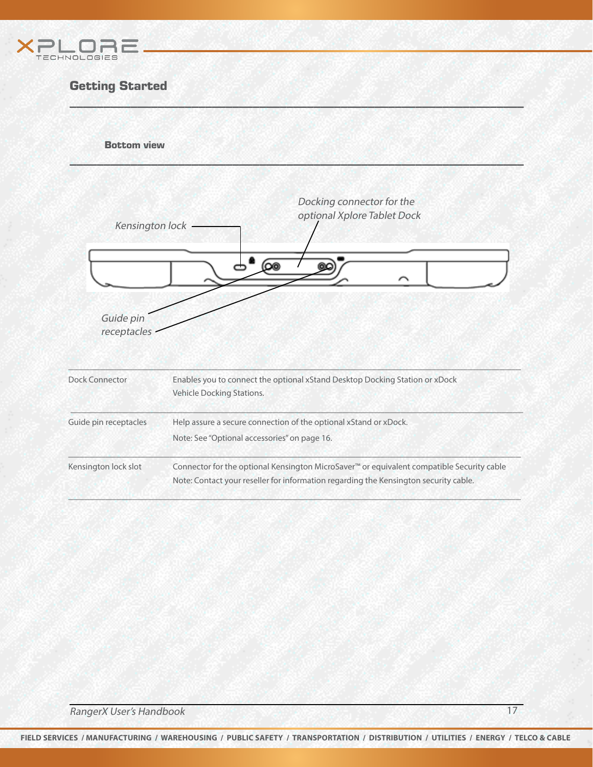## Getting Started

### Bottom view

Kensington lock

Docking connector for the optional Xplore Tablet Dock

Guide pin receptacles

| | |
|---|---|
| Dock Connector | Enables you to connect the optional xStand Desktop Docking Station or xDock Vehicle Docking Stations. |
| Guide pin receptacles | Help assure a secure connection of the optional xStand or xDock. Note: See "Optional accessories" on page 16. |
| Kensington lock slot | Connector for the optional Kensington MicroSaver™ or equivalent compatible Security cable Note: Contact your reseller for information regarding the Kensington security cable. |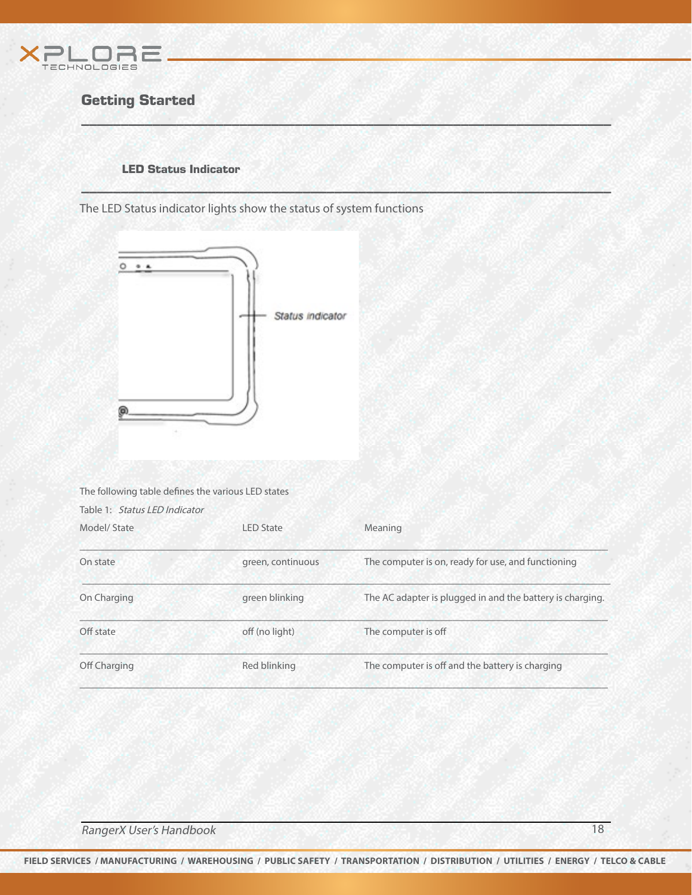## Getting Started

### LED Status Indicator

The LED Status indicator lights show the status of system functions

Status indicator

The following table defines the various LED states

Table 1: *Status LED Indicator*

| Model/ State | LED State | Meaning |
|---|---|---|
| On state | green, continuous | The computer is on, ready for use, and functioning |
| On Charging | green blinking | The AC adapter is plugged in and the battery is charging. |
| Off state | off (no light) | The computer is off |
| Off Charging | Red blinking | The computer is off and the battery is charging |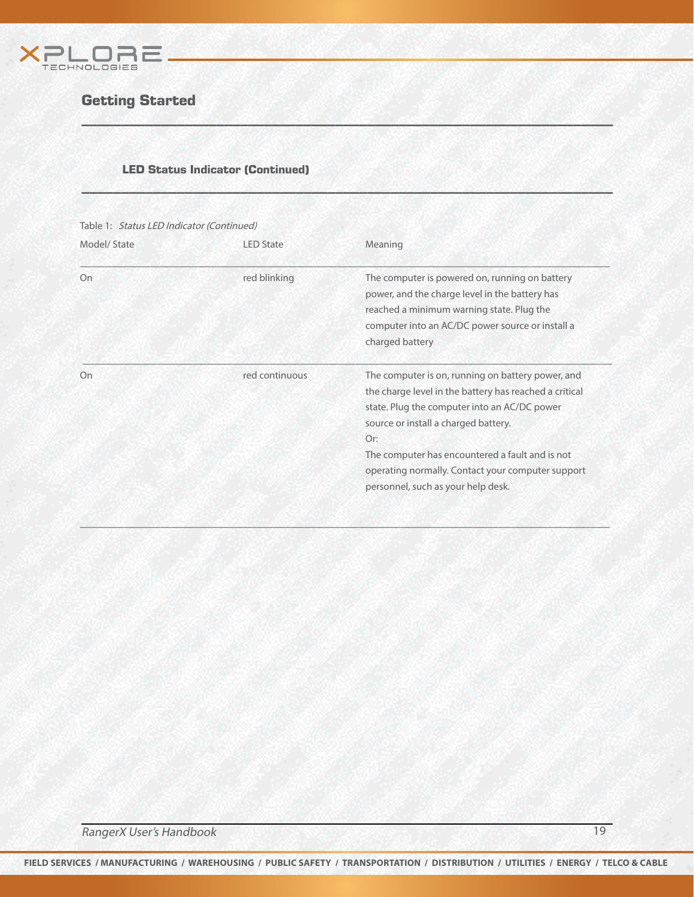## Getting Started

### LED Status Indicator (Continued)

Table 1: *Status LED Indicator (Continued)*

| Model/ State | LED State | Meaning |
| --- | --- | --- |
| On | red blinking | The computer is powered on, running on battery power, and the charge level in the battery has reached a minimum warning state. Plug the computer into an AC/DC power source or install a charged battery |
| On | red continuous | The computer is on, running on battery power, and the charge level in the battery has reached a critical state. Plug the computer into an AC/DC power source or install a charged battery.<br>Or:<br>The computer has encountered a fault and is not operating normally. Contact your computer support personnel, such as your help desk. |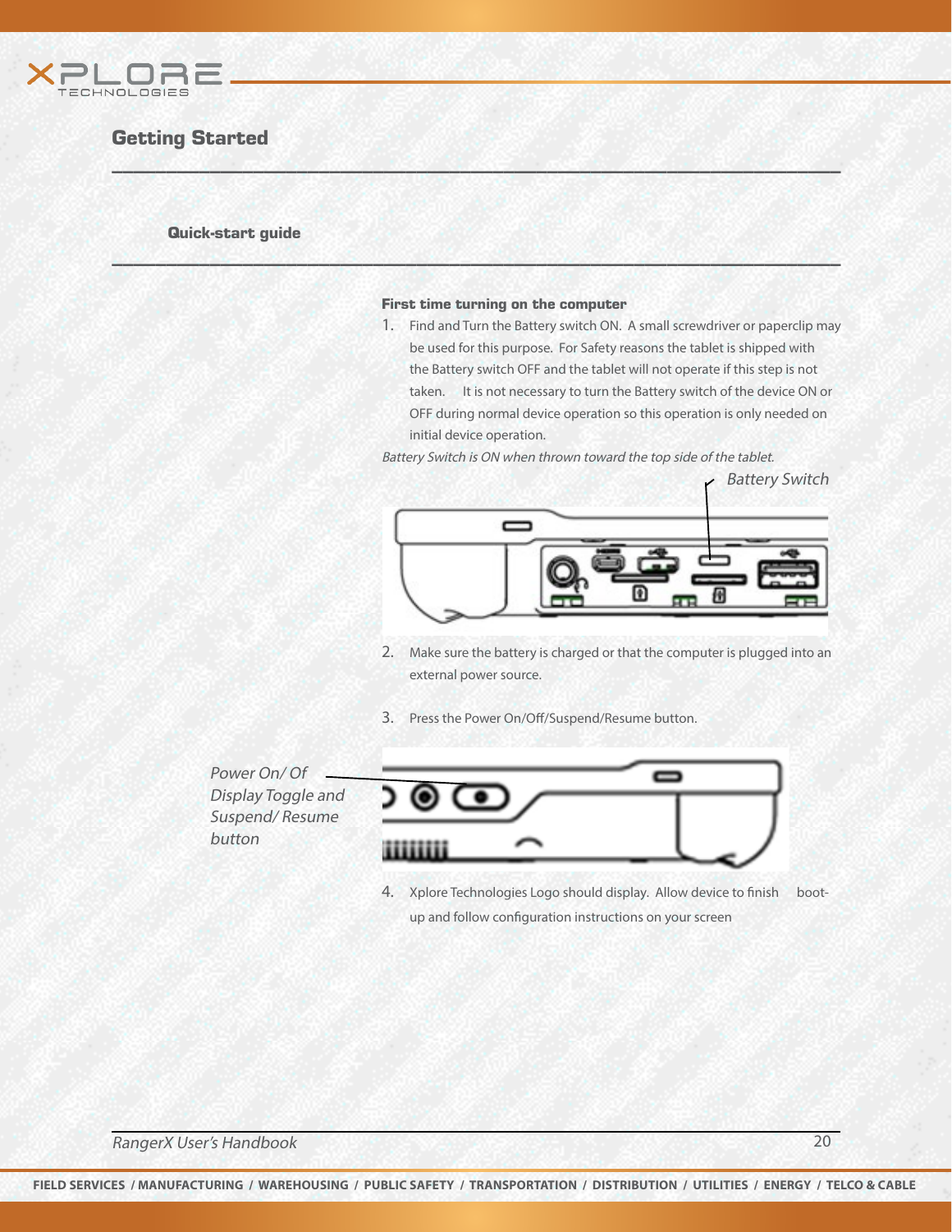## Getting Started

### Quick-start guide

**First time turning on the computer**

1. Find and Turn the Battery switch ON. A small screwdriver or paperclip may be used for this purpose. For Safety reasons the tablet is shipped with the Battery switch OFF and the tablet will not operate if this step is not taken. It is not necessary to turn the Battery switch of the device ON or OFF during normal device operation so this operation is only needed on initial device operation.

*Battery Switch is ON when thrown toward the top side of the tablet.*

*Battery Switch*

2. Make sure the battery is charged or that the computer is plugged into an external power source.

3. Press the Power On/Off/Suspend/Resume button.

*Power On/ Of Display Toggle and Suspend/ Resume button*

4. Xplore Technologies Logo should display. Allow device to finish boot-up and follow configuration instructions on your screen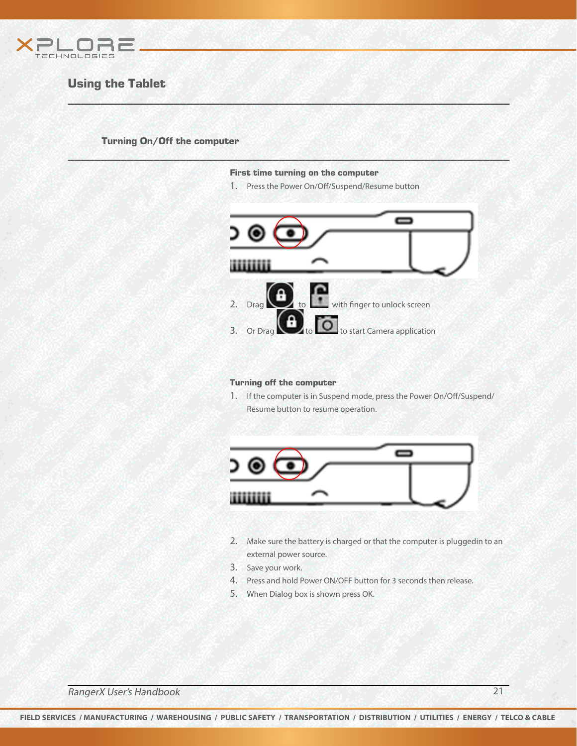## Using the Tablet

### Turning On/Off the computer

**First time turning on the computer**

1. Press the Power On/Off/Suspend/Resume button
2. Drag  to  with finger to unlock screen
3. Or Drag  to  to start Camera application

**Turning off the computer**

1. If the computer is in Suspend mode, press the Power On/Off/Suspend/Resume button to resume operation.
2. Make sure the battery is charged or that the computer is pluggedin to an external power source.
3. Save your work.
4. Press and hold Power ON/OFF button for 3 seconds then release.
5. When Dialog box is shown press OK.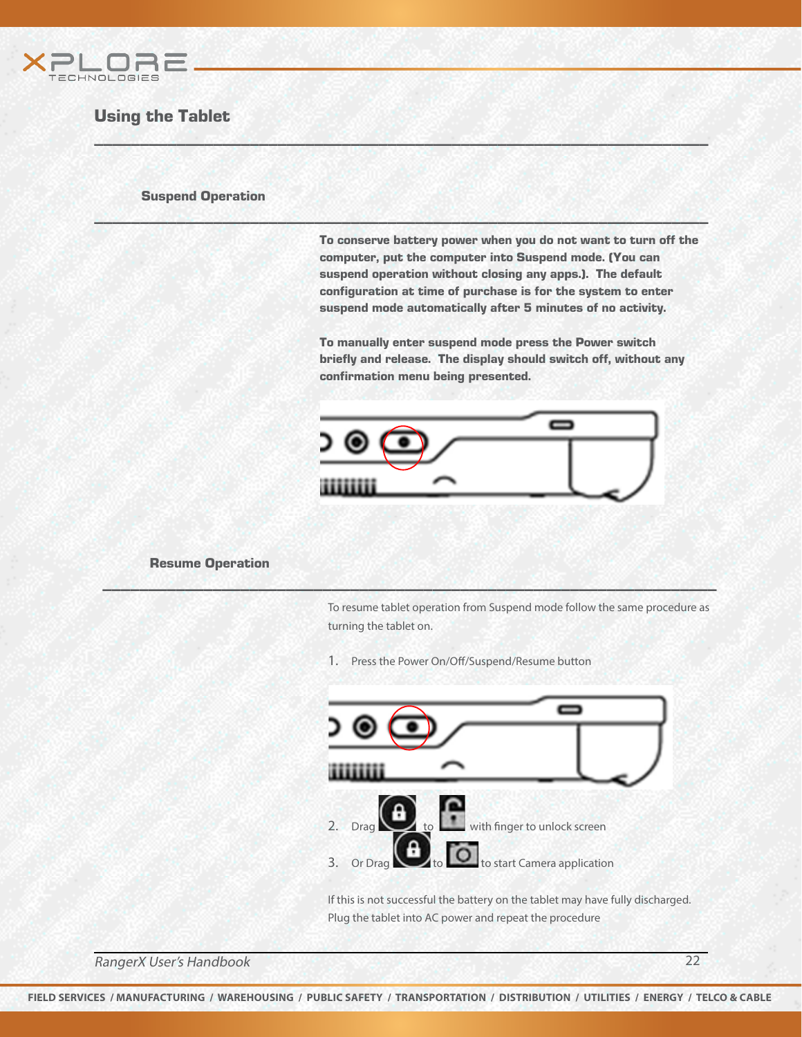## Using the Tablet

### Suspend Operation

**To conserve battery power when you do not want to turn off the computer, put the computer into Suspend mode. (You can suspend operation without closing any apps.). The default configuration at time of purchase is for the system to enter suspend mode automatically after 5 minutes of no activity.**

**To manually enter suspend mode press the Power switch briefly and release. The display should switch off, without any confirmation menu being presented.**

### Resume Operation

To resume tablet operation from Suspend mode follow the same procedure as turning the tablet on.

1. Press the Power On/Off/Suspend/Resume button
2. Drag to with finger to unlock screen
3. Or Drag to to start Camera application

If this is not successful the battery on the tablet may have fully discharged. Plug the tablet into AC power and repeat the procedure

FIELD SERVICES / MANUFACTURING / WAREHOUSING / PUBLIC SAFETY / TRANSPORTATION / DISTRIBUTION / UTILITIES / ENERGY / TELCO & CABLE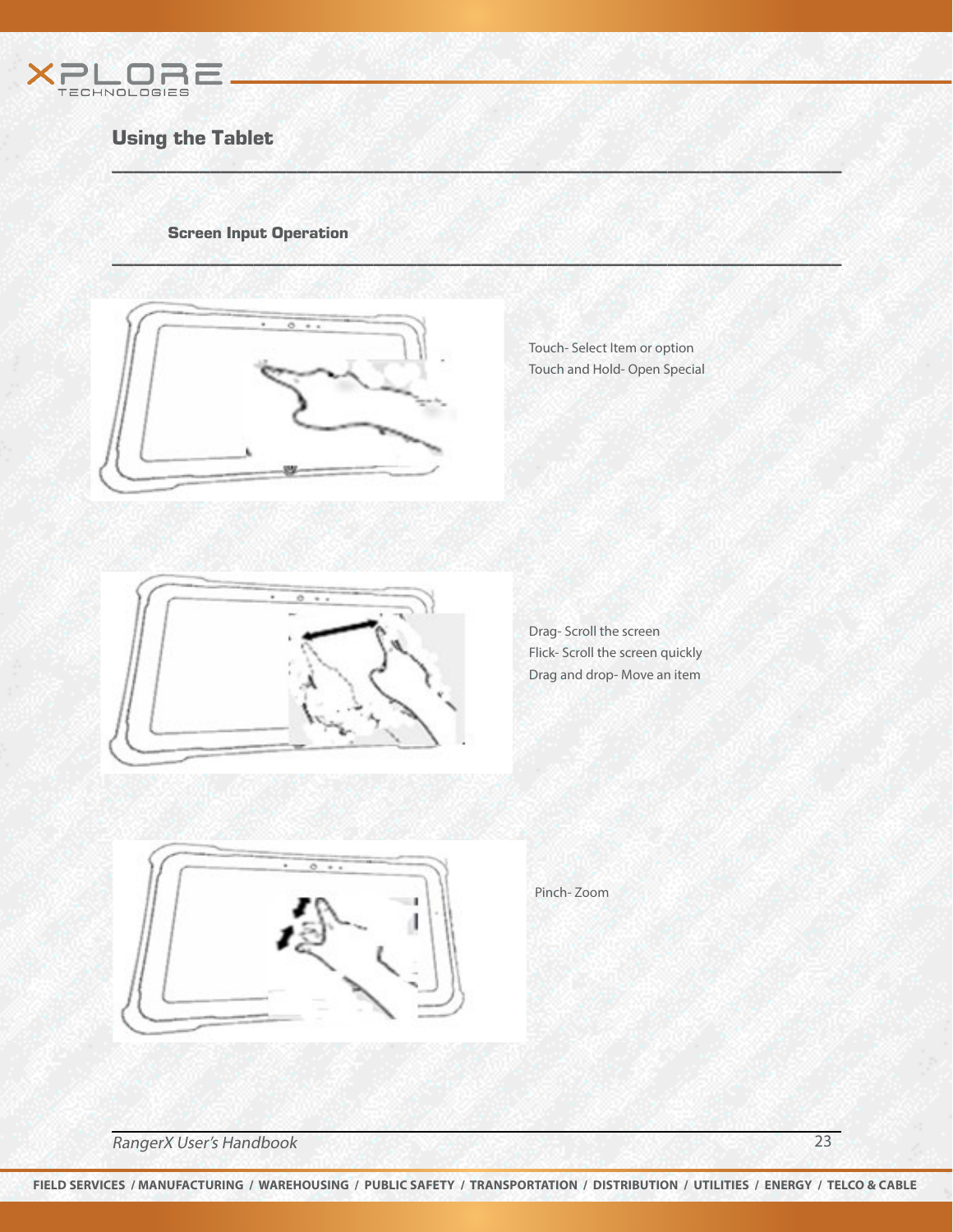## Using the Tablet

### Screen Input Operation

Touch- Select Item or option
Touch and Hold- Open Special

Drag- Scroll the screen
Flick- Scroll the screen quickly
Drag and drop- Move an item

Pinch- Zoom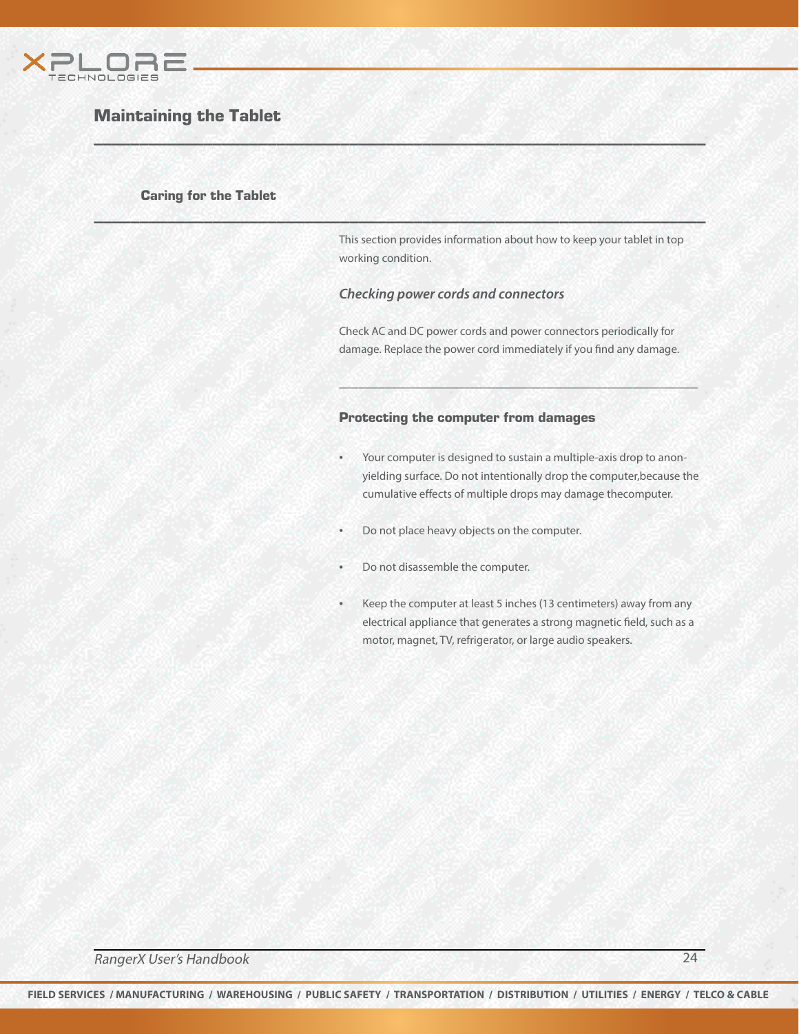# Maintaining the Tablet

## Caring for the Tablet

This section provides information about how to keep your tablet in top working condition.

### *Checking power cords and connectors*

Check AC and DC power cords and power connectors periodically for damage. Replace the power cord immediately if you find any damage.

### Protecting the computer from damages

- Your computer is designed to sustain a multiple-axis drop to anon-yielding surface. Do not intentionally drop the computer,because the cumulative effects of multiple drops may damage thecomputer.
- Do not place heavy objects on the computer.
- Do not disassemble the computer.
- Keep the computer at least 5 inches (13 centimeters) away from any electrical appliance that generates a strong magnetic field, such as a motor, magnet, TV, refrigerator, or large audio speakers.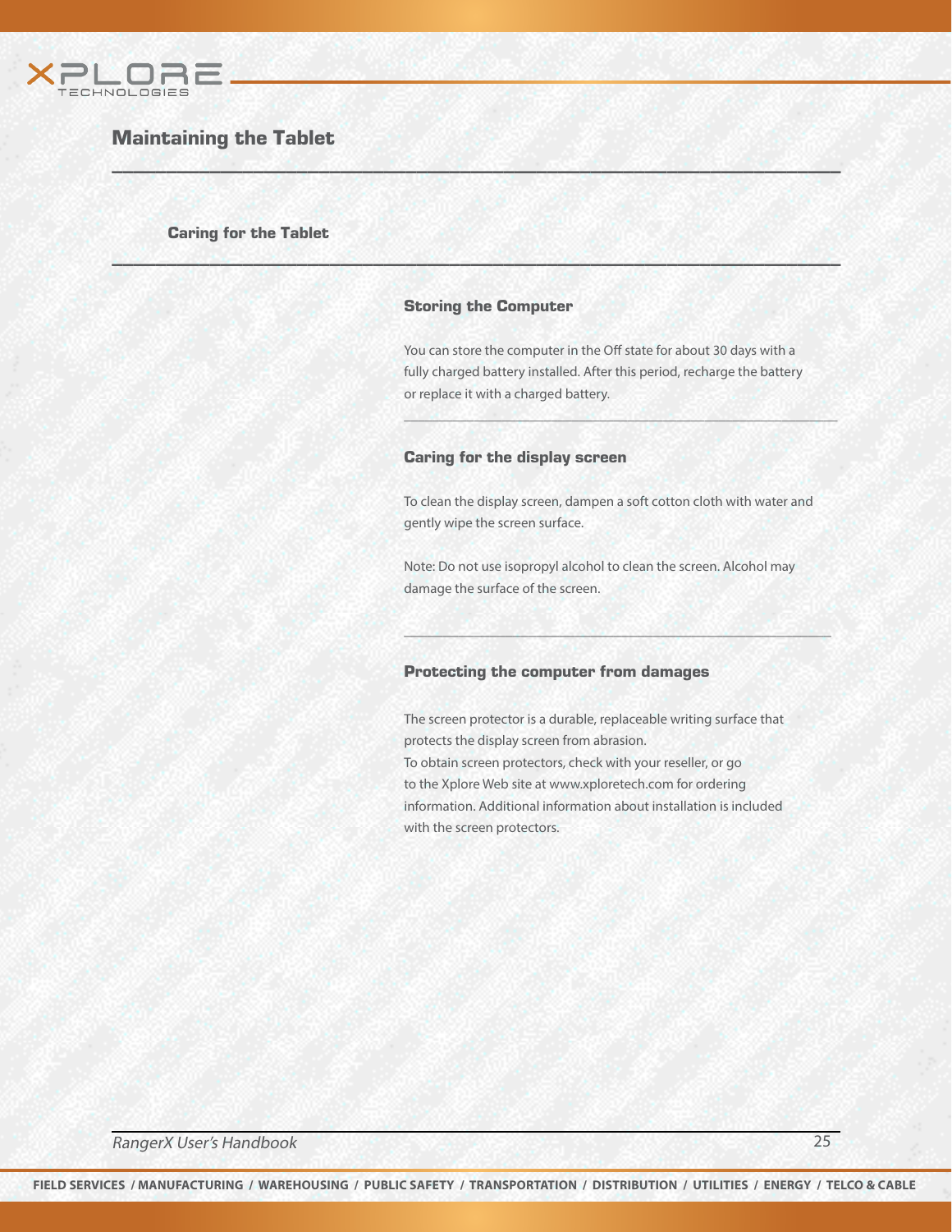# Maintaining the Tablet

## Caring for the Tablet

### Storing the Computer

You can store the computer in the Off state for about 30 days with a fully charged battery installed. After this period, recharge the battery or replace it with a charged battery.

### Caring for the display screen

To clean the display screen, dampen a soft cotton cloth with water and gently wipe the screen surface.

Note: Do not use isopropyl alcohol to clean the screen. Alcohol may damage the surface of the screen.

### Protecting the computer from damages

The screen protector is a durable, replaceable writing surface that protects the display screen from abrasion.
To obtain screen protectors, check with your reseller, or go to the Xplore Web site at www.xploretech.com for ordering information. Additional information about installation is included with the screen protectors.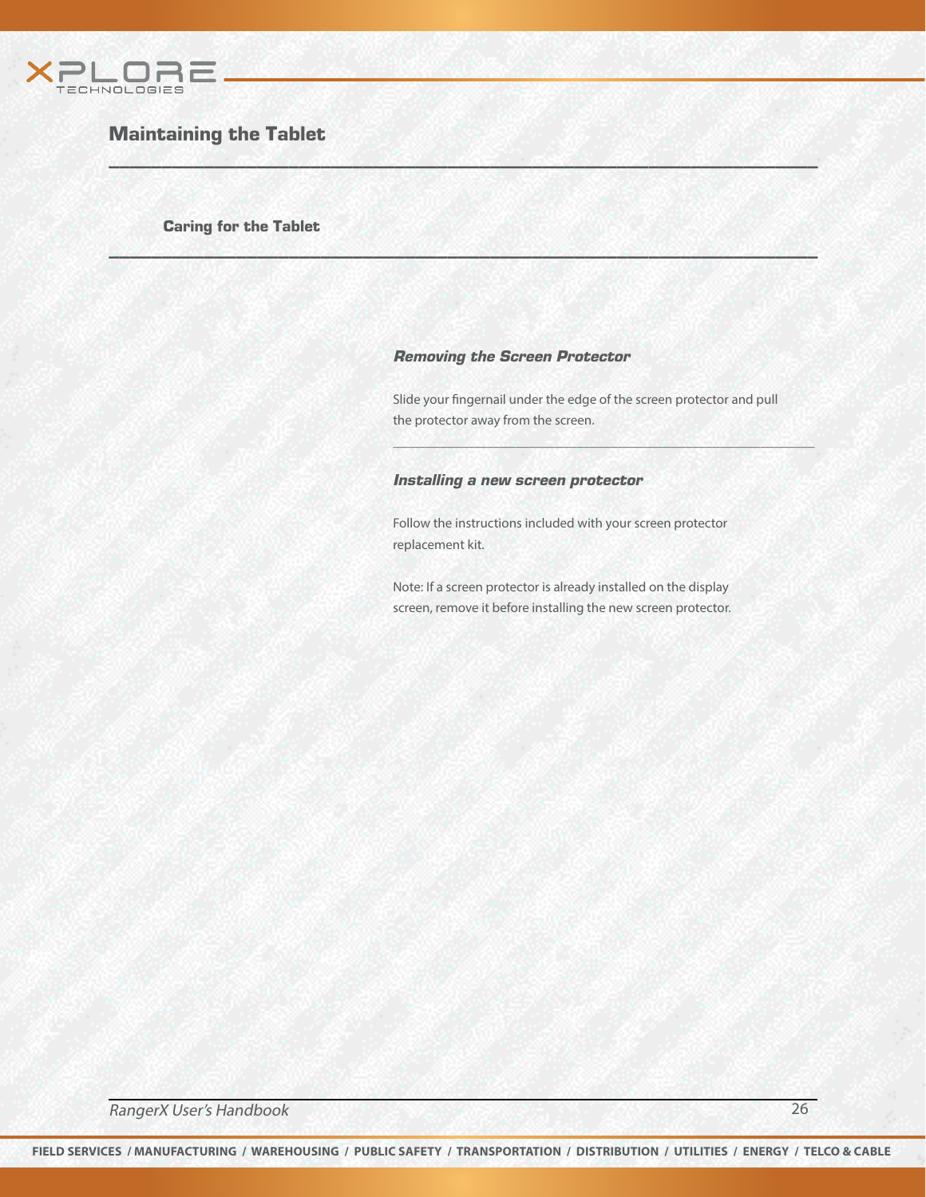## Maintaining the Tablet

### Caring for the Tablet

#### *Removing the Screen Protector*

Slide your fingernail under the edge of the screen protector and pull the protector away from the screen.

#### *Installing a new screen protector*

Follow the instructions included with your screen protector replacement kit.

Note: If a screen protector is already installed on the display screen, remove it before installing the new screen protector.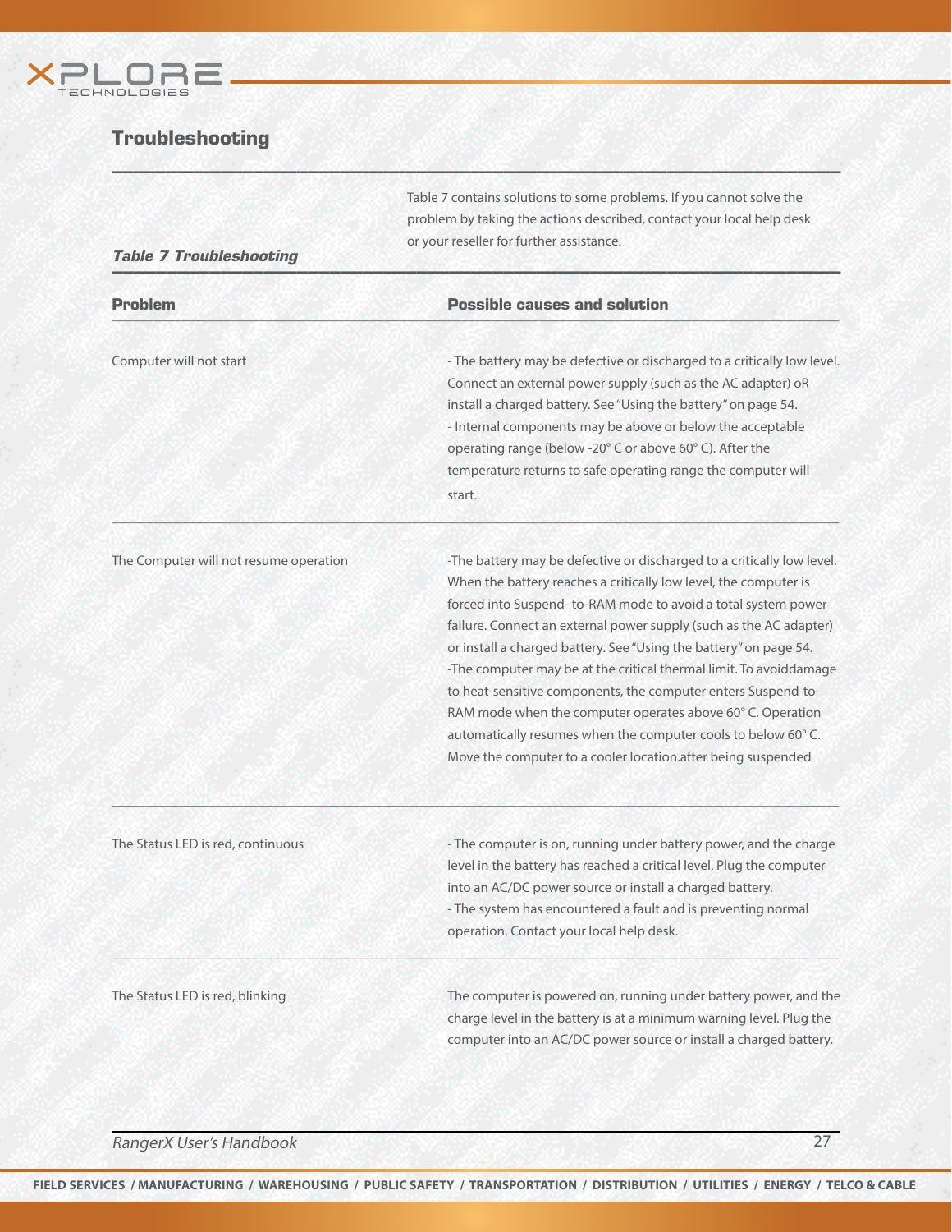## Troubleshooting

Table 7 contains solutions to some problems. If you cannot solve the problem by taking the actions described, contact your local help desk or your reseller for further assistance.

***Table 7 Troubleshooting***

| Problem | Possible causes and solution |
|---|---|
| Computer will not start | - The battery may be defective or discharged to a critically low level. Connect an external power supply (such as the AC adapter) oR install a charged battery. See "Using the battery" on page 54.<br>- Internal components may be above or below the acceptable operating range (below -20° C or above 60° C). After the temperature returns to safe operating range the computer will start. |
| The Computer will not resume operation | -The battery may be defective or discharged to a critically low level. When the battery reaches a critically low level, the computer is forced into Suspend- to-RAM mode to avoid a total system power failure. Connect an external power supply (such as the AC adapter) or install a charged battery. See "Using the battery" on page 54.<br>-The computer may be at the critical thermal limit. To avoiddamage to heat-sensitive components, the computer enters Suspend-to-RAM mode when the computer operates above 60° C. Operation automatically resumes when the computer cools to below 60° C. Move the computer to a cooler location.after being suspended |
| The Status LED is red, continuous | - The computer is on, running under battery power, and the charge level in the battery has reached a critical level. Plug the computer into an AC/DC power source or install a charged battery.<br>- The system has encountered a fault and is preventing normal operation. Contact your local help desk. |
| The Status LED is red, blinking | The computer is powered on, running under battery power, and the charge level in the battery is at a minimum warning level. Plug the computer into an AC/DC power source or install a charged battery. |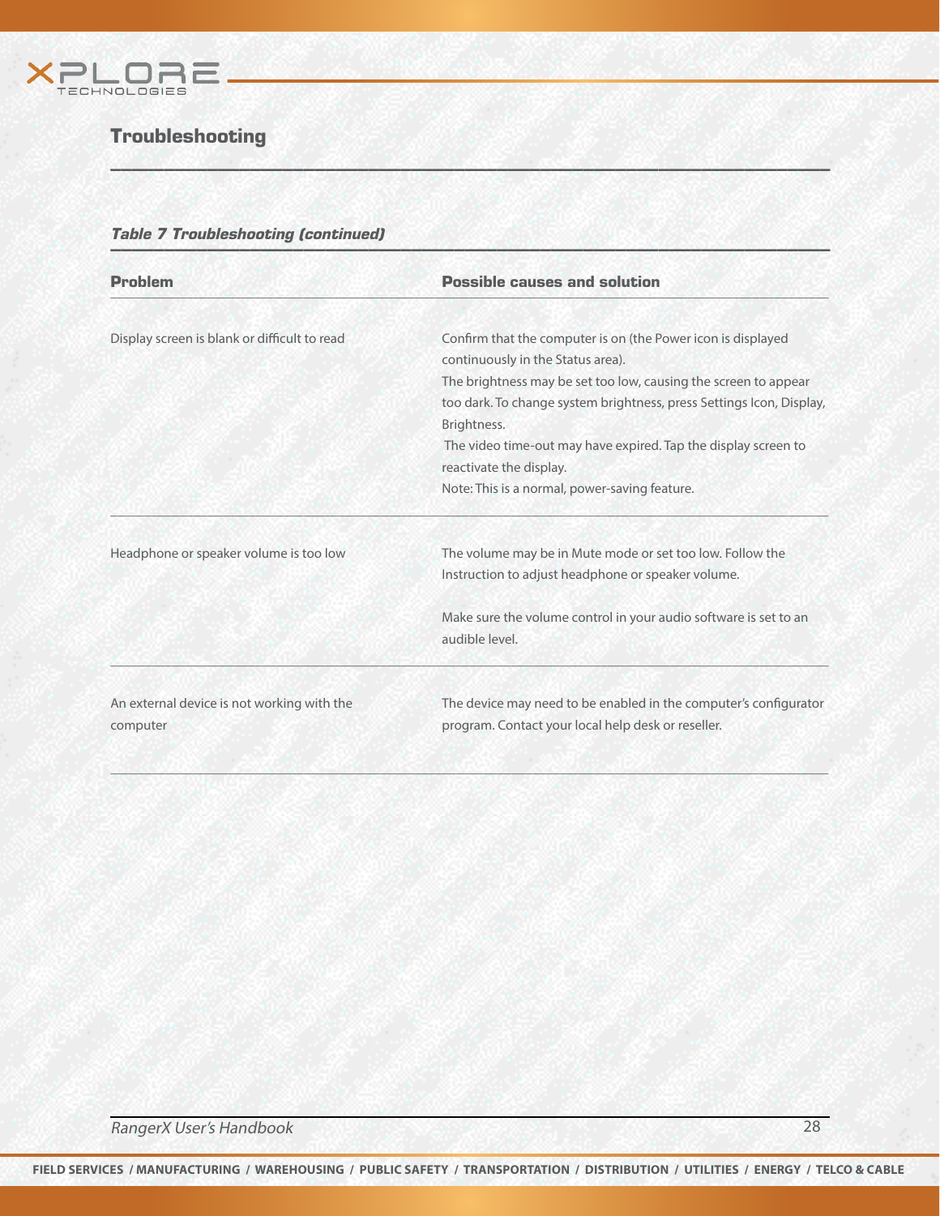## Troubleshooting

***Table 7 Troubleshooting (continued)***

| Problem | Possible causes and solution |
| --- | --- |
| Display screen is blank or difficult to read | Confirm that the computer is on (the Power icon is displayed continuously in the Status area).<br>The brightness may be set too low, causing the screen to appear too dark. To change system brightness, press Settings Icon, Display, Brightness.<br>The video time-out may have expired. Tap the display screen to reactivate the display.<br>Note: This is a normal, power-saving feature. |
| Headphone or speaker volume is too low | The volume may be in Mute mode or set too low. Follow the Instruction to adjust headphone or speaker volume.<br><br>Make sure the volume control in your audio software is set to an audible level. |
| An external device is not working with the computer | The device may need to be enabled in the computer's configurator program. Contact your local help desk or reseller. |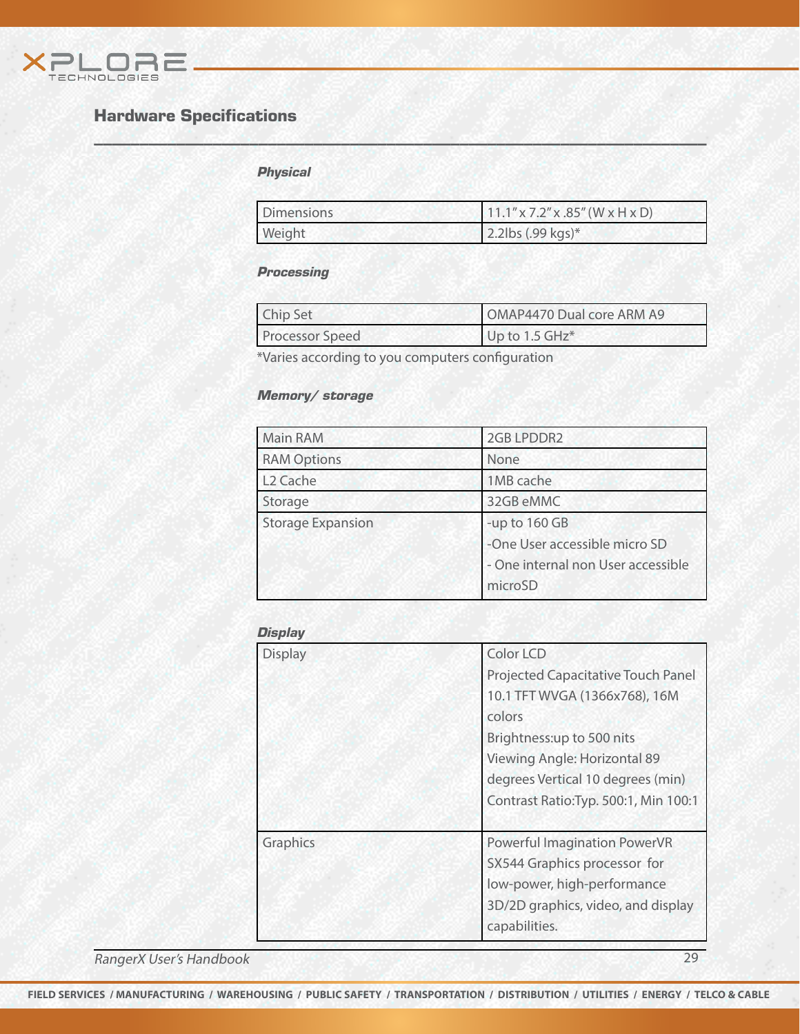## Hardware Specifications

### *Physical*

| | |
|---|---|
| Dimensions | 11.1" x 7.2" x .85" (W x H x D) |
| Weight | 2.2lbs (.99 kgs)* |

### *Processing*

| | |
|---|---|
| Chip Set | OMAP4470 Dual core ARM A9 |
| Processor Speed | Up to 1.5 GHz* |

*Varies according to you computers configuration

### *Memory/ storage*

| | |
|---|---|
| Main RAM | 2GB LPDDR2 |
| RAM Options | None |
| L2 Cache | 1MB cache |
| Storage | 32GB eMMC |
| Storage Expansion | -up to 160 GB<br>-One User accessible micro SD<br>- One internal non User accessible microSD |

### *Display*

| | |
|---|---|
| Display | Color LCD<br>Projected Capacitative Touch Panel<br>10.1 TFT WVGA (1366x768), 16M colors<br>Brightness:up to 500 nits<br>Viewing Angle: Horizontal 89 degrees Vertical 10 degrees (min)<br>Contrast Ratio:Typ. 500:1, Min 100:1 |
| Graphics | Powerful Imagination PowerVR SX544 Graphics processor for low-power, high-performance 3D/2D graphics, video, and display capabilities. |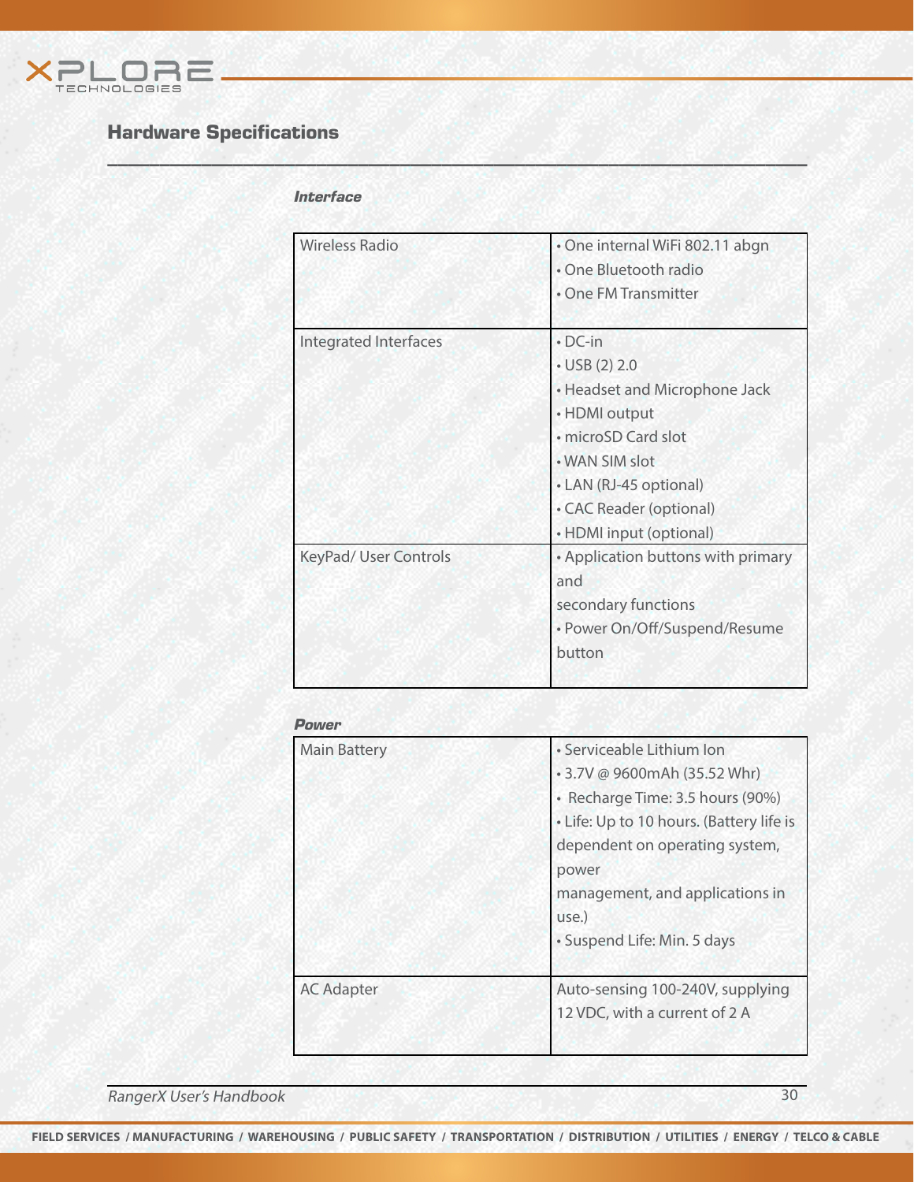## Hardware Specifications

### *Interface*

| | |
|---|---|
| Wireless Radio | • One internal WiFi 802.11 abgn<br>• One Bluetooth radio<br>• One FM Transmitter |
| Integrated Interfaces | • DC-in<br>• USB (2) 2.0<br>• Headset and Microphone Jack<br>• HDMI output<br>• microSD Card slot<br>• WAN SIM slot<br>• LAN (RJ-45 optional)<br>• CAC Reader (optional)<br>• HDMI input (optional) |
| KeyPad/ User Controls | • Application buttons with primary and secondary functions<br>• Power On/Off/Suspend/Resume button |

### *Power*

| | |
|---|---|
| Main Battery | • Serviceable Lithium Ion<br>• 3.7V @ 9600mAh (35.52 Whr)<br>• Recharge Time: 3.5 hours (90%)<br>• Life: Up to 10 hours. (Battery life is dependent on operating system, power management, and applications in use.)<br>• Suspend Life: Min. 5 days |
| AC Adapter | Auto-sensing 100-240V, supplying 12 VDC, with a current of 2 A |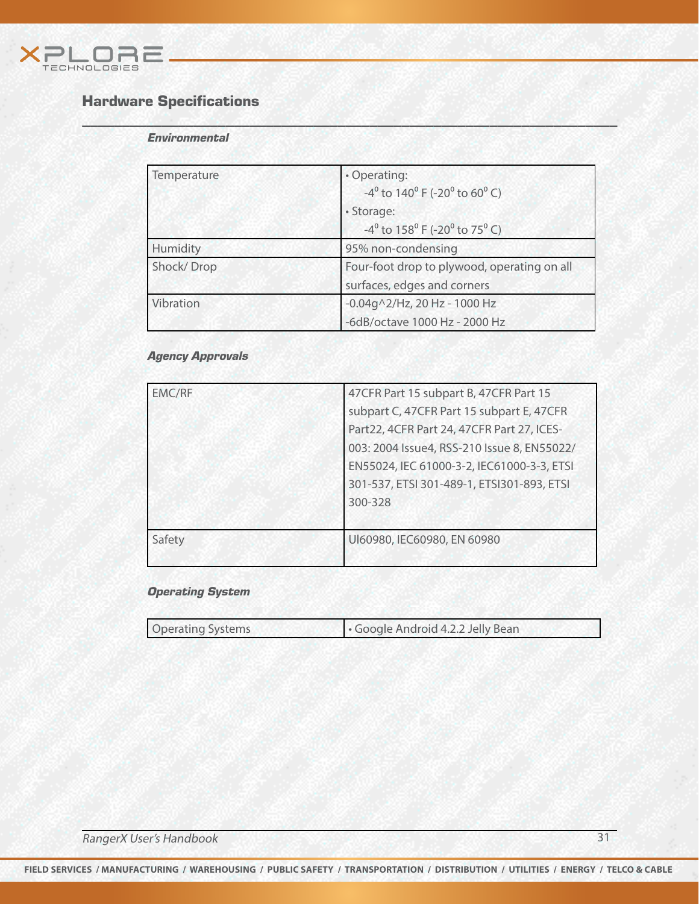## Hardware Specifications

### *Environmental*

| | |
|---|---|
| Temperature | • Operating: -4° to 140° F (-20° to 60° C)<br>• Storage: -4° to 158° F (-20° to 75° C) |
| Humidity | 95% non-condensing |
| Shock/ Drop | Four-foot drop to plywood, operating on all surfaces, edges and corners |
| Vibration | -0.04g^2/Hz, 20 Hz - 1000 Hz<br>-6dB/octave 1000 Hz - 2000 Hz |

### *Agency Approvals*

| | |
|---|---|
| EMC/RF | 47CFR Part 15 subpart B, 47CFR Part 15 subpart C, 47CFR Part 15 subpart E, 47CFR Part22, 4CFR Part 24, 47CFR Part 27, ICES-003: 2004 Issue4, RSS-210 Issue 8, EN55022/ EN55024, IEC 61000-3-2, IEC61000-3-3, ETSI 301-537, ETSI 301-489-1, ETSI301-893, ETSI 300-328 |
| Safety | Ul60980, IEC60980, EN 60980 |

### *Operating System*

| | |
|---|---|
| Operating Systems | • Google Android 4.2.2 Jelly Bean |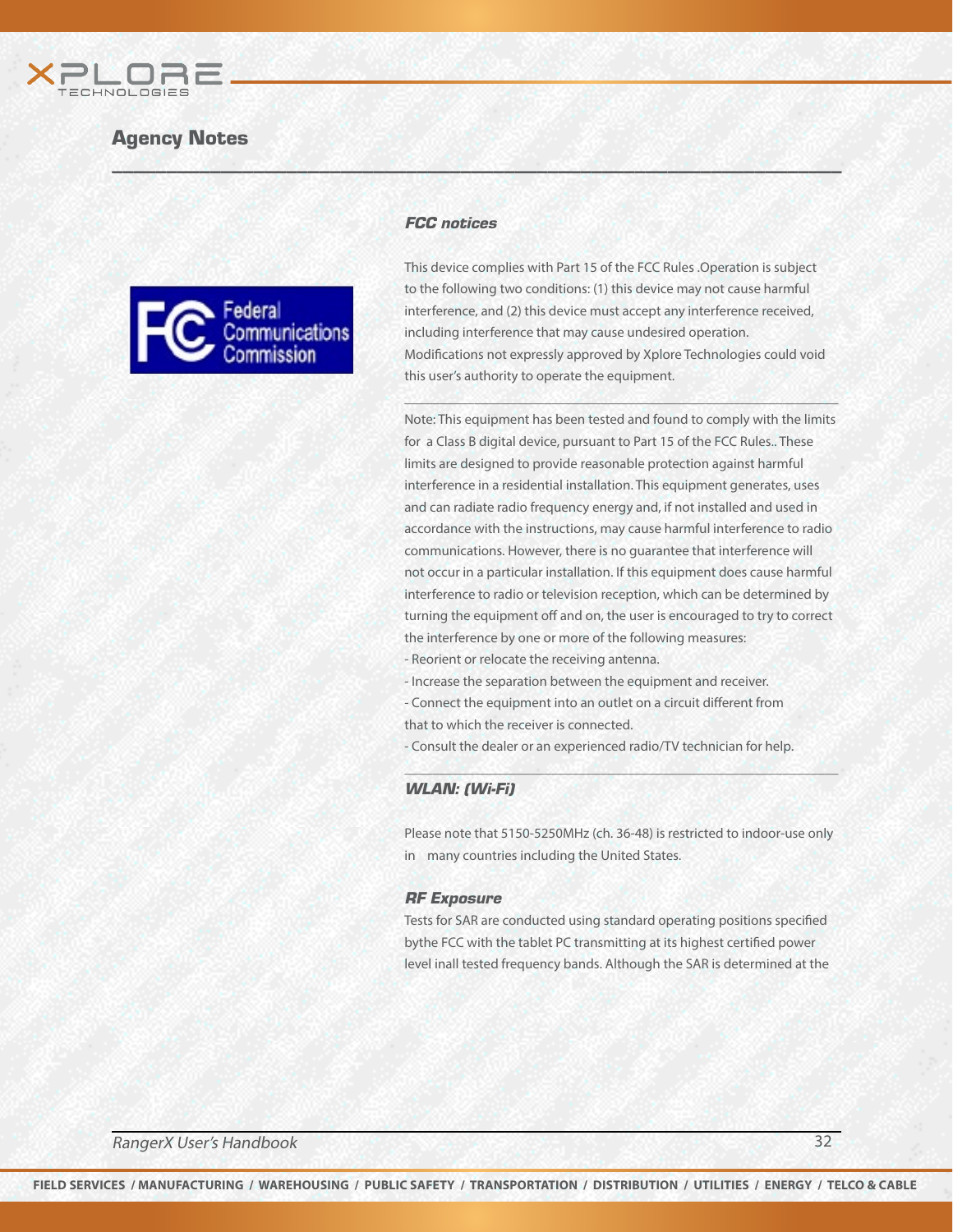## Agency Notes

### *FCC notices*

This device complies with Part 15 of the FCC Rules .Operation is subject to the following two conditions: (1) this device may not cause harmful interference, and (2) this device must accept any interference received, including interference that may cause undesired operation. Modifications not expressly approved by Xplore Technologies could void this user's authority to operate the equipment.

Note: This equipment has been tested and found to comply with the limits for a Class B digital device, pursuant to Part 15 of the FCC Rules.. These limits are designed to provide reasonable protection against harmful interference in a residential installation. This equipment generates, uses and can radiate radio frequency energy and, if not installed and used in accordance with the instructions, may cause harmful interference to radio communications. However, there is no guarantee that interference will not occur in a particular installation. If this equipment does cause harmful interference to radio or television reception, which can be determined by turning the equipment off and on, the user is encouraged to try to correct the interference by one or more of the following measures:

- Reorient or relocate the receiving antenna.
- Increase the separation between the equipment and receiver.
- Connect the equipment into an outlet on a circuit different from that to which the receiver is connected.
- Consult the dealer or an experienced radio/TV technician for help.

### *WLAN: (Wi-Fi)*

Please note that 5150-5250MHz (ch. 36-48) is restricted to indoor-use only in many countries including the United States.

### *RF Exposure*

Tests for SAR are conducted using standard operating positions specified bythe FCC with the tablet PC transmitting at its highest certified power level inall tested frequency bands. Although the SAR is determined at the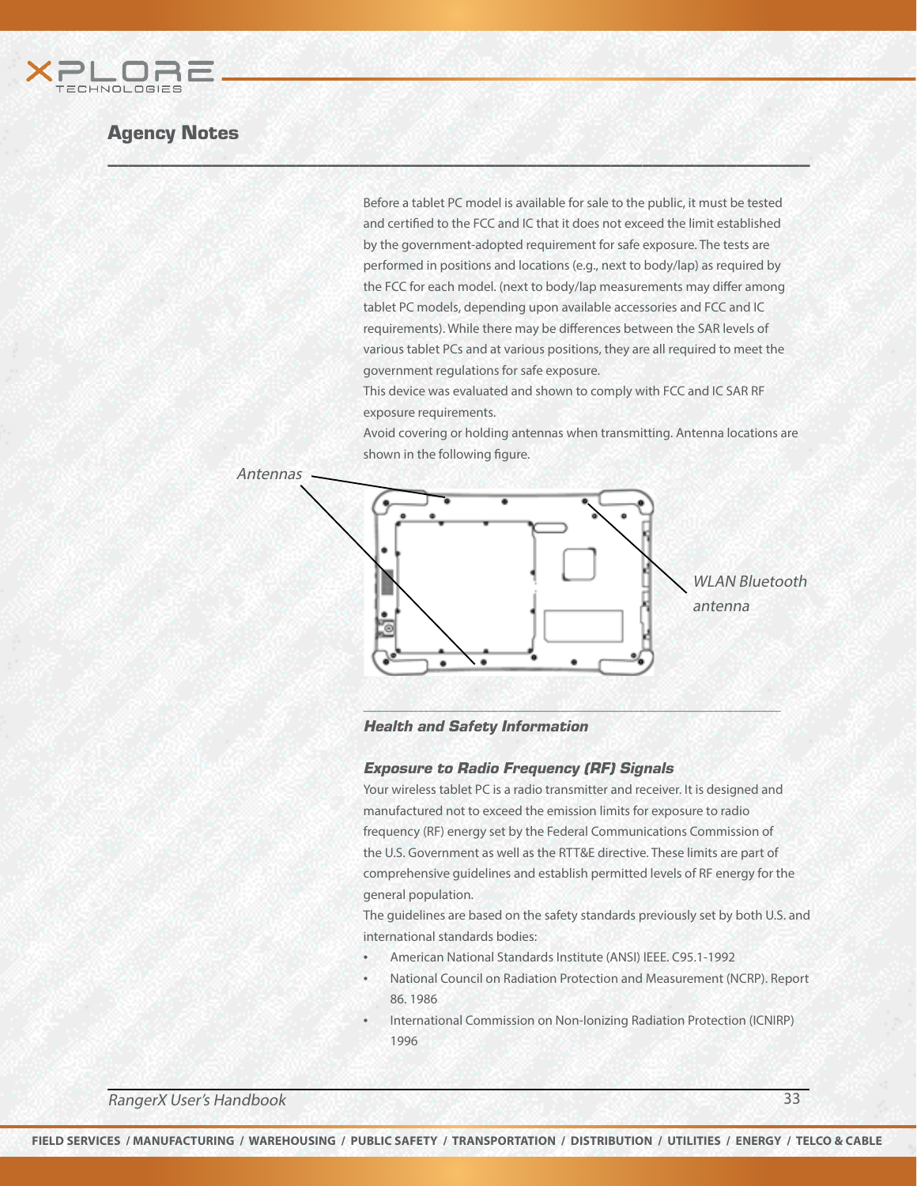## Agency Notes

Before a tablet PC model is available for sale to the public, it must be tested and certified to the FCC and IC that it does not exceed the limit established by the government-adopted requirement for safe exposure. The tests are performed in positions and locations (e.g., next to body/lap) as required by the FCC for each model. (next to body/lap measurements may differ among tablet PC models, depending upon available accessories and FCC and IC requirements). While there may be differences between the SAR levels of various tablet PCs and at various positions, they are all required to meet the government regulations for safe exposure.

This device was evaluated and shown to comply with FCC and IC SAR RF exposure requirements.

Avoid covering or holding antennas when transmitting. Antenna locations are shown in the following figure.

*Antennas*

*WLAN Bluetooth antenna*

### *Health and Safety Information*

### *Exposure to Radio Frequency (RF) Signals*

Your wireless tablet PC is a radio transmitter and receiver. It is designed and manufactured not to exceed the emission limits for exposure to radio frequency (RF) energy set by the Federal Communications Commission of the U.S. Government as well as the RTT&E directive. These limits are part of comprehensive guidelines and establish permitted levels of RF energy for the general population.

The guidelines are based on the safety standards previously set by both U.S. and international standards bodies:

- American National Standards Institute (ANSI) IEEE. C95.1-1992
- National Council on Radiation Protection and Measurement (NCRP). Report 86. 1986
- International Commission on Non-Ionizing Radiation Protection (ICNIRP) 1996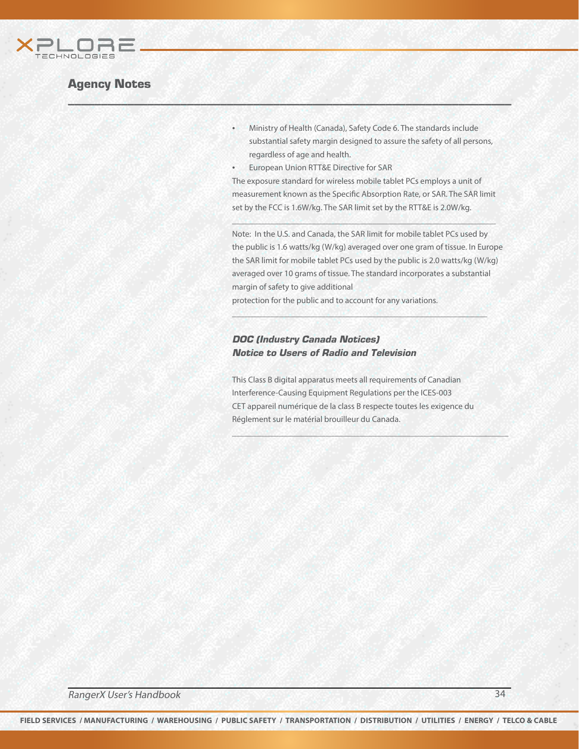## Agency Notes

- Ministry of Health (Canada), Safety Code 6. The standards include substantial safety margin designed to assure the safety of all persons, regardless of age and health.
- European Union RTT&E Directive for SAR

The exposure standard for wireless mobile tablet PCs employs a unit of measurement known as the Specific Absorption Rate, or SAR. The SAR limit set by the FCC is 1.6W/kg. The SAR limit set by the RTT&E is 2.0W/kg.

---

Note: In the U.S. and Canada, the SAR limit for mobile tablet PCs used by the public is 1.6 watts/kg (W/kg) averaged over one gram of tissue. In Europe the SAR limit for mobile tablet PCs used by the public is 2.0 watts/kg (W/kg) averaged over 10 grams of tissue. The standard incorporates a substantial margin of safety to give additional protection for the public and to account for any variations.

---

### *DOC (Industry Canada Notices)*
### *Notice to Users of Radio and Television*

This Class B digital apparatus meets all requirements of Canadian Interference-Causing Equipment Regulations per the ICES-003
CET appareil numérique de la class B respecte toutes les exigence du Réglement sur le matérial brouilleur du Canada.

---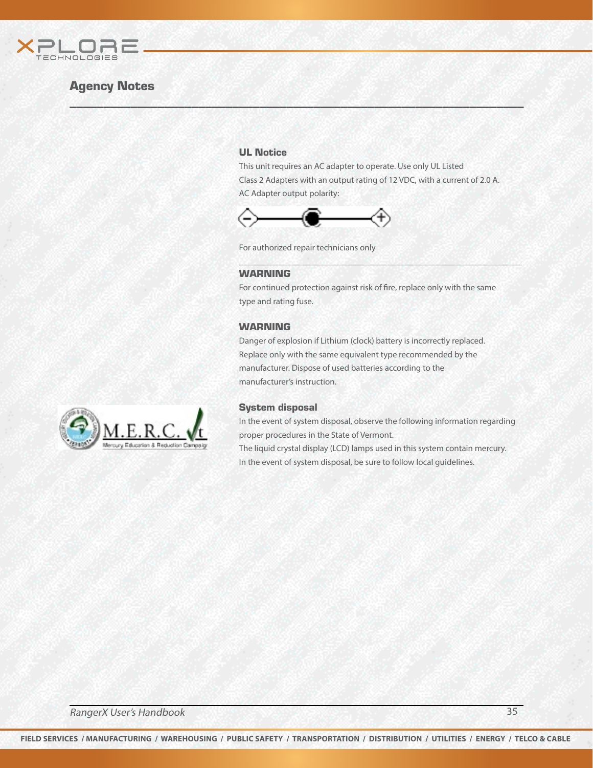## Agency Notes

### UL Notice

This unit requires an AC adapter to operate. Use only UL Listed Class 2 Adapters with an output rating of 12 VDC, with a current of 2.0 A.
AC Adapter output polarity:

For authorized repair technicians only

### WARNING

For continued protection against risk of fire, replace only with the same type and rating fuse.

### WARNING

Danger of explosion if Lithium (clock) battery is incorrectly replaced. Replace only with the same equivalent type recommended by the manufacturer. Dispose of used batteries according to the manufacturer's instruction.

### System disposal

In the event of system disposal, observe the following information regarding proper procedures in the State of Vermont.
The liquid crystal display (LCD) lamps used in this system contain mercury.
In the event of system disposal, be sure to follow local guidelines.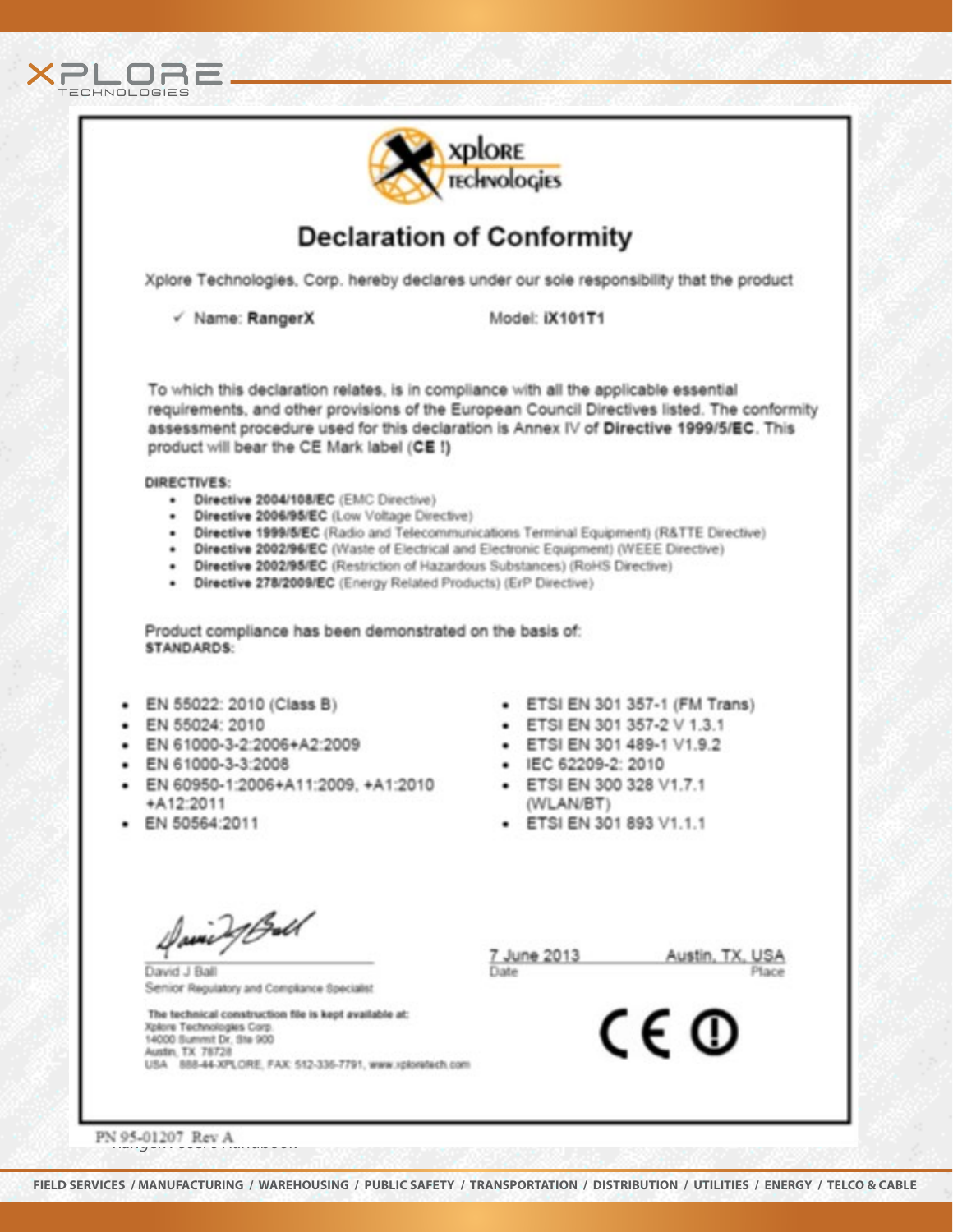# Declaration of Conformity

Xplore Technologies, Corp. hereby declares under our sole responsibility that the product

✓ Name: **RangerX** Model: **iX101T1**

To which this declaration relates, is in compliance with all the applicable essential requirements, and other provisions of the European Council Directives listed. The conformity assessment procedure used for this declaration is Annex IV of **Directive 1999/5/EC**. This product will bear the CE Mark label (**CE !**)

**DIRECTIVES:**

- **Directive 2004/108/EC** (EMC Directive)
- **Directive 2006/95/EC** (Low Voltage Directive)
- **Directive 1999/5/EC** (Radio and Telecommunications Terminal Equipment) (R&TTE Directive)
- **Directive 2002/96/EC** (Waste of Electrical and Electronic Equipment) (WEEE Directive)
- **Directive 2002/95/EC** (Restriction of Hazardous Substances) (RoHS Directive)
- **Directive 278/2009/EC** (Energy Related Products) (ErP Directive)

Product compliance has been demonstrated on the basis of:
**STANDARDS:**

- EN 55022: 2010 (Class B)
- EN 55024: 2010
- EN 61000-3-2:2006+A2:2009
- EN 61000-3-3:2008
- EN 60950-1:2006+A11:2009, +A1:2010 +A12:2011
- EN 50564:2011
- ETSI EN 301 357-1 (FM Trans)
- ETSI EN 301 357-2 V 1.3.1
- ETSI EN 301 489-1 V1.9.2
- IEC 62209-2: 2010
- ETSI EN 300 328 V1.7.1 (WLAN/BT)
- ETSI EN 301 893 V1.1.1

David J Ball
Senior Regulatory and Compliance Specialist

7 June 2013 — Date
Austin, TX, USA — Place

**The technical construction file is kept available at:**
Xplore Technologies Corp.
14000 Summit Dr, Ste 900
Austin, TX 78728
USA 888-44-XPLORE, FAX 512-336-7791, www.xploretech.com

CE ⓘ

PN 95-01207 Rev A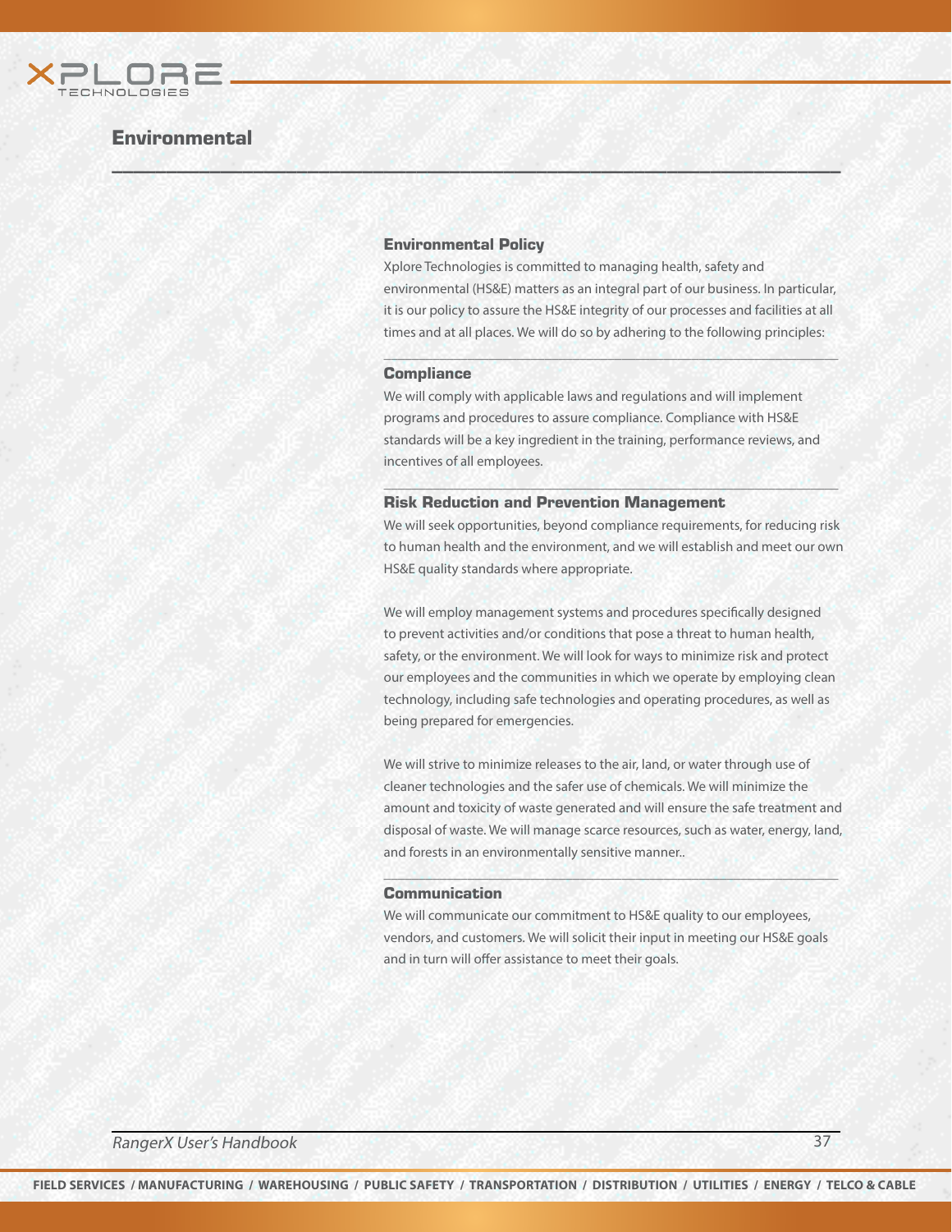# Environmental

## Environmental Policy

Xplore Technologies is committed to managing health, safety and environmental (HS&E) matters as an integral part of our business. In particular, it is our policy to assure the HS&E integrity of our processes and facilities at all times and at all places. We will do so by adhering to the following principles:

## Compliance

We will comply with applicable laws and regulations and will implement programs and procedures to assure compliance. Compliance with HS&E standards will be a key ingredient in the training, performance reviews, and incentives of all employees.

## Risk Reduction and Prevention Management

We will seek opportunities, beyond compliance requirements, for reducing risk to human health and the environment, and we will establish and meet our own HS&E quality standards where appropriate.

We will employ management systems and procedures specifically designed to prevent activities and/or conditions that pose a threat to human health, safety, or the environment. We will look for ways to minimize risk and protect our employees and the communities in which we operate by employing clean technology, including safe technologies and operating procedures, as well as being prepared for emergencies.

We will strive to minimize releases to the air, land, or water through use of cleaner technologies and the safer use of chemicals. We will minimize the amount and toxicity of waste generated and will ensure the safe treatment and disposal of waste. We will manage scarce resources, such as water, energy, land, and forests in an environmentally sensitive manner..

## Communication

We will communicate our commitment to HS&E quality to our employees, vendors, and customers. We will solicit their input in meeting our HS&E goals and in turn will offer assistance to meet their goals.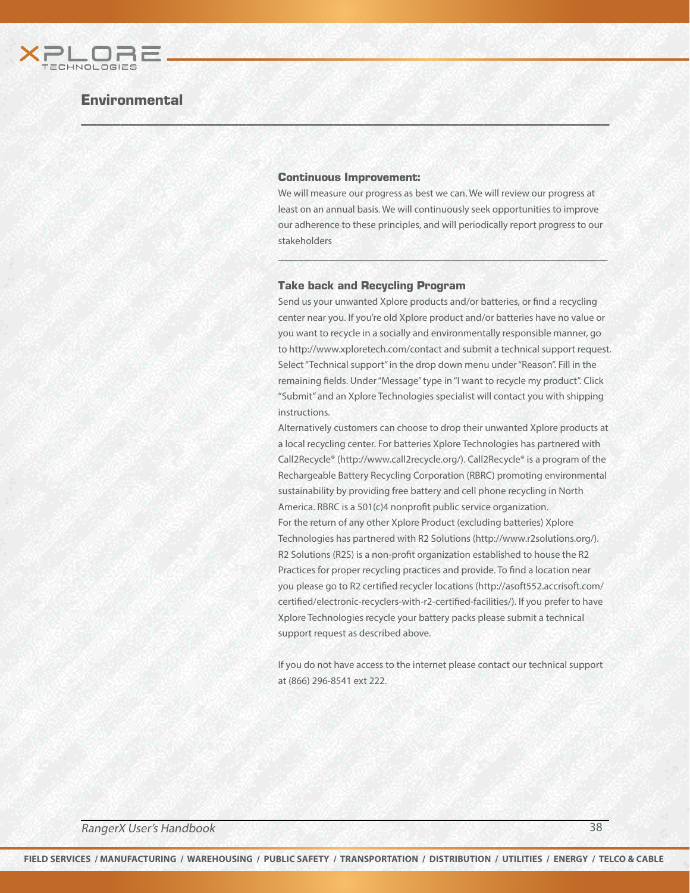## Environmental

### Continuous Improvement:

We will measure our progress as best we can. We will review our progress at least on an annual basis. We will continuously seek opportunities to improve our adherence to these principles, and will periodically report progress to our stakeholders

---

### Take back and Recycling Program

Send us your unwanted Xplore products and/or batteries, or find a recycling center near you. If you're old Xplore product and/or batteries have no value or you want to recycle in a socially and environmentally responsible manner, go to http://www.xploretech.com/contact and submit a technical support request. Select "Technical support" in the drop down menu under "Reason". Fill in the remaining fields. Under "Message" type in "I want to recycle my product". Click "Submit" and an Xplore Technologies specialist will contact you with shipping instructions.

Alternatively customers can choose to drop their unwanted Xplore products at a local recycling center. For batteries Xplore Technologies has partnered with Call2Recycle® (http://www.call2recycle.org/). Call2Recycle® is a program of the Rechargeable Battery Recycling Corporation (RBRC) promoting environmental sustainability by providing free battery and cell phone recycling in North America. RBRC is a 501(c)4 nonprofit public service organization.

For the return of any other Xplore Product (excluding batteries) Xplore Technologies has partnered with R2 Solutions (http://www.r2solutions.org/). R2 Solutions (R2S) is a non-profit organization established to house the R2 Practices for proper recycling practices and provide. To find a location near you please go to R2 certified recycler locations (http://asoft552.accrisoft.com/certified/electronic-recyclers-with-r2-certified-facilities/). If you prefer to have Xplore Technologies recycle your battery packs please submit a technical support request as described above.

If you do not have access to the internet please contact our technical support at (866) 296-8541 ext 222.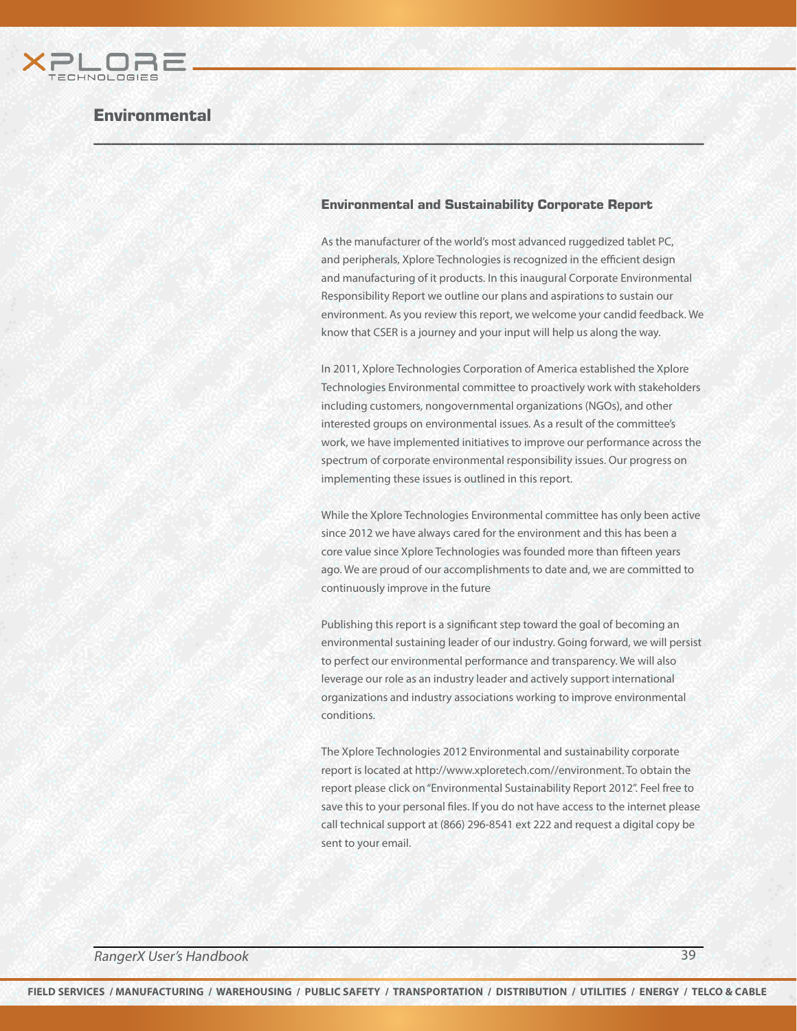# Environmental

## Environmental and Sustainability Corporate Report

As the manufacturer of the world's most advanced ruggedized tablet PC, and peripherals, Xplore Technologies is recognized in the efficient design and manufacturing of it products. In this inaugural Corporate Environmental Responsibility Report we outline our plans and aspirations to sustain our environment. As you review this report, we welcome your candid feedback. We know that CSER is a journey and your input will help us along the way.

In 2011, Xplore Technologies Corporation of America established the Xplore Technologies Environmental committee to proactively work with stakeholders including customers, nongovernmental organizations (NGOs), and other interested groups on environmental issues. As a result of the committee's work, we have implemented initiatives to improve our performance across the spectrum of corporate environmental responsibility issues. Our progress on implementing these issues is outlined in this report.

While the Xplore Technologies Environmental committee has only been active since 2012 we have always cared for the environment and this has been a core value since Xplore Technologies was founded more than fifteen years ago. We are proud of our accomplishments to date and, we are committed to continuously improve in the future

Publishing this report is a significant step toward the goal of becoming an environmental sustaining leader of our industry. Going forward, we will persist to perfect our environmental performance and transparency. We will also leverage our role as an industry leader and actively support international organizations and industry associations working to improve environmental conditions.

The Xplore Technologies 2012 Environmental and sustainability corporate report is located at http://www.xploretech.com//environment. To obtain the report please click on "Environmental Sustainability Report 2012". Feel free to save this to your personal files. If you do not have access to the internet please call technical support at (866) 296-8541 ext 222 and request a digital copy be sent to your email.